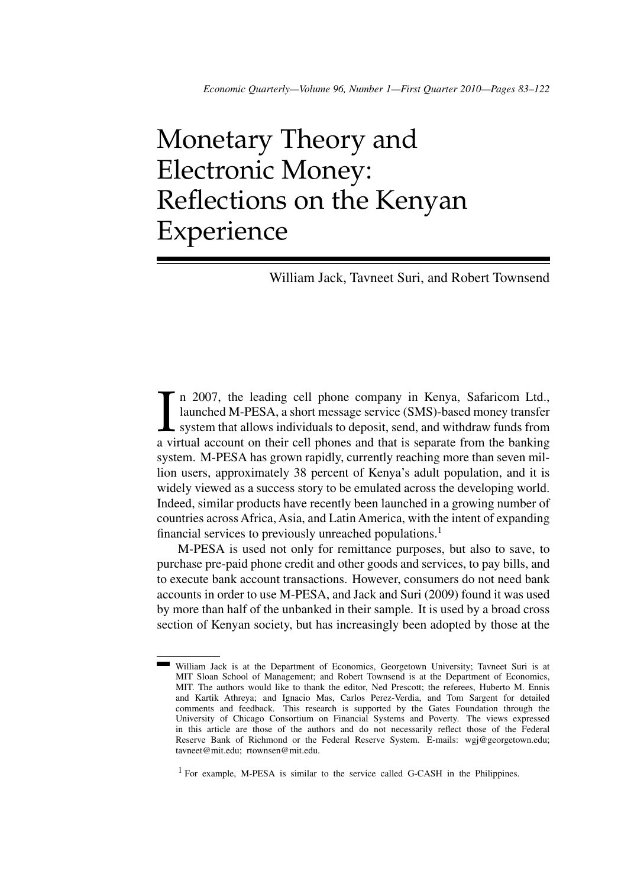# Monetary Theory and Electronic Money: Reflections on the Kenyan Experience

William Jack, Tavneet Suri, and Robert Townsend

In 2007, the leading cell phone company in Kenya, Safaricom Ltd., launched M-PESA, a short message service (SMS)-based money transfer system that allows individuals to deposit, send, and withdraw funds from a virtual account on their cell phones and that is separate from the banking system. M-PESA has grown rapidly, currently reaching more than seven million users, approximately 38 percent of Kenya's adult population, and it is widely viewed as a success story to be emulated across the developing world. Indeed, similar products have recently been launched in a growing number of countries across Africa, Asia, and Latin America, with the intent of expanding financial services to previously unreached populations.[1]

M-PESA is used not only for remittance purposes, but also to save, to purchase pre-paid phone credit and other goods and services, to pay bills, and to execute bank account transactions. However, consumers do not need bank accounts in order to use M-PESA, and Jack and Suri (2009) found it was used by more than half of the unbanked in their sample. It is used by a broad cross section of Kenyan society, but has increasingly been adopted by those at the

---

William Jack is at the Department of Economics, Georgetown University; Tavneet Suri is at MIT Sloan School of Management; and Robert Townsend is at the Department of Economics, MIT. The authors would like to thank the editor, Ned Prescott; the referees, Huberto M. Ennis and Kartik Athreya; and Ignacio Mas, Carlos Perez-Verdia, and Tom Sargent for detailed comments and feedback. This research is supported by the Gates Foundation through the University of Chicago Consortium on Financial Systems and Poverty. The views expressed in this article are those of the authors and do not necessarily reflect those of the Federal Reserve Bank of Richmond or the Federal Reserve System. E-mails: wgj@georgetown.edu; tavneet@mit.edu; rtownsen@mit.edu.

[1] For example, M-PESA is similar to the service called G-CASH in the Philippines.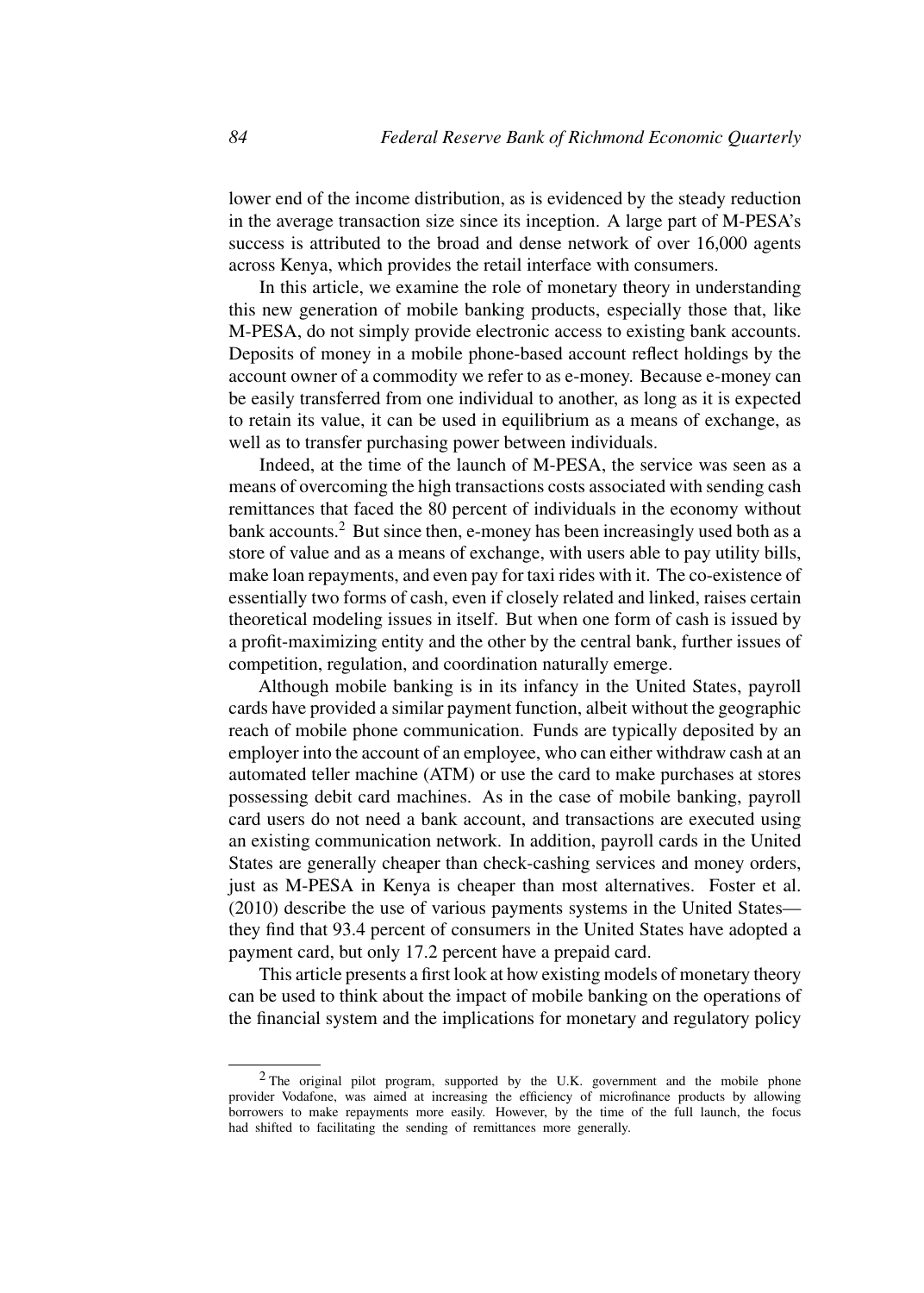lower end of the income distribution, as is evidenced by the steady reduction in the average transaction size since its inception. A large part of M-PESA's success is attributed to the broad and dense network of over 16,000 agents across Kenya, which provides the retail interface with consumers.

In this article, we examine the role of monetary theory in understanding this new generation of mobile banking products, especially those that, like M-PESA, do not simply provide electronic access to existing bank accounts. Deposits of money in a mobile phone-based account reflect holdings by the account owner of a commodity we refer to as e-money. Because e-money can be easily transferred from one individual to another, as long as it is expected to retain its value, it can be used in equilibrium as a means of exchange, as well as to transfer purchasing power between individuals.

Indeed, at the time of the launch of M-PESA, the service was seen as a means of overcoming the high transactions costs associated with sending cash remittances that faced the 80 percent of individuals in the economy without bank accounts.[2] But since then, e-money has been increasingly used both as a store of value and as a means of exchange, with users able to pay utility bills, make loan repayments, and even pay for taxi rides with it. The co-existence of essentially two forms of cash, even if closely related and linked, raises certain theoretical modeling issues in itself. But when one form of cash is issued by a profit-maximizing entity and the other by the central bank, further issues of competition, regulation, and coordination naturally emerge.

Although mobile banking is in its infancy in the United States, payroll cards have provided a similar payment function, albeit without the geographic reach of mobile phone communication. Funds are typically deposited by an employer into the account of an employee, who can either withdraw cash at an automated teller machine (ATM) or use the card to make purchases at stores possessing debit card machines. As in the case of mobile banking, payroll card users do not need a bank account, and transactions are executed using an existing communication network. In addition, payroll cards in the United States are generally cheaper than check-cashing services and money orders, just as M-PESA in Kenya is cheaper than most alternatives. Foster et al. (2010) describe the use of various payments systems in the United States—they find that 93.4 percent of consumers in the United States have adopted a payment card, but only 17.2 percent have a prepaid card.

This article presents a first look at how existing models of monetary theory can be used to think about the impact of mobile banking on the operations of the financial system and the implications for monetary and regulatory policy

[2] The original pilot program, supported by the U.K. government and the mobile phone provider Vodafone, was aimed at increasing the efficiency of microfinance products by allowing borrowers to make repayments more easily. However, by the time of the full launch, the focus had shifted to facilitating the sending of remittances more generally.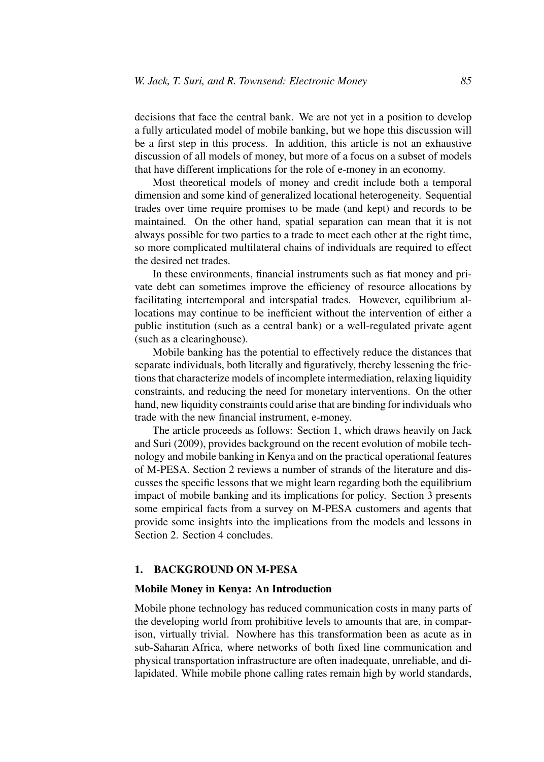decisions that face the central bank. We are not yet in a position to develop a fully articulated model of mobile banking, but we hope this discussion will be a first step in this process. In addition, this article is not an exhaustive discussion of all models of money, but more of a focus on a subset of models that have different implications for the role of e-money in an economy.

Most theoretical models of money and credit include both a temporal dimension and some kind of generalized locational heterogeneity. Sequential trades over time require promises to be made (and kept) and records to be maintained. On the other hand, spatial separation can mean that it is not always possible for two parties to a trade to meet each other at the right time, so more complicated multilateral chains of individuals are required to effect the desired net trades.

In these environments, financial instruments such as fiat money and private debt can sometimes improve the efficiency of resource allocations by facilitating intertemporal and interspatial trades. However, equilibrium allocations may continue to be inefficient without the intervention of either a public institution (such as a central bank) or a well-regulated private agent (such as a clearinghouse).

Mobile banking has the potential to effectively reduce the distances that separate individuals, both literally and figuratively, thereby lessening the frictions that characterize models of incomplete intermediation, relaxing liquidity constraints, and reducing the need for monetary interventions. On the other hand, new liquidity constraints could arise that are binding for individuals who trade with the new financial instrument, e-money.

The article proceeds as follows: Section 1, which draws heavily on Jack and Suri (2009), provides background on the recent evolution of mobile technology and mobile banking in Kenya and on the practical operational features of M-PESA. Section 2 reviews a number of strands of the literature and discusses the specific lessons that we might learn regarding both the equilibrium impact of mobile banking and its implications for policy. Section 3 presents some empirical facts from a survey on M-PESA customers and agents that provide some insights into the implications from the models and lessons in Section 2. Section 4 concludes.

## 1. BACKGROUND ON M-PESA

### Mobile Money in Kenya: An Introduction

Mobile phone technology has reduced communication costs in many parts of the developing world from prohibitive levels to amounts that are, in comparison, virtually trivial. Nowhere has this transformation been as acute as in sub-Saharan Africa, where networks of both fixed line communication and physical transportation infrastructure are often inadequate, unreliable, and dilapidated. While mobile phone calling rates remain high by world standards,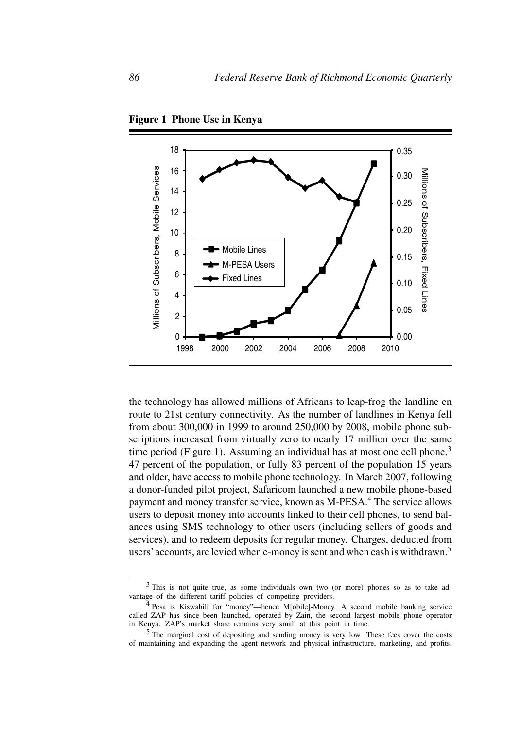**Figure 1 Phone Use in Kenya**

the technology has allowed millions of Africans to leap-frog the landline en route to 21st century connectivity. As the number of landlines in Kenya fell from about 300,000 in 1999 to around 250,000 by 2008, mobile phone subscriptions increased from virtually zero to nearly 17 million over the same time period (Figure 1). Assuming an individual has at most one cell phone,[3] 47 percent of the population, or fully 83 percent of the population 15 years and older, have access to mobile phone technology. In March 2007, following a donor-funded pilot project, Safaricom launched a new mobile phone-based payment and money transfer service, known as M-PESA.[4] The service allows users to deposit money into accounts linked to their cell phones, to send balances using SMS technology to other users (including sellers of goods and services), and to redeem deposits for regular money. Charges, deducted from users' accounts, are levied when e-money is sent and when cash is withdrawn.[5]

---

[3] This is not quite true, as some individuals own two (or more) phones so as to take advantage of the different tariff policies of competing providers.

[4] Pesa is Kiswahili for "money"—hence M[obile]-Money. A second mobile banking service called ZAP has since been launched, operated by Zain, the second largest mobile phone operator in Kenya. ZAP's market share remains very small at this point in time.

[5] The marginal cost of depositing and sending money is very low. These fees cover the costs of maintaining and expanding the agent network and physical infrastructure, marketing, and profits.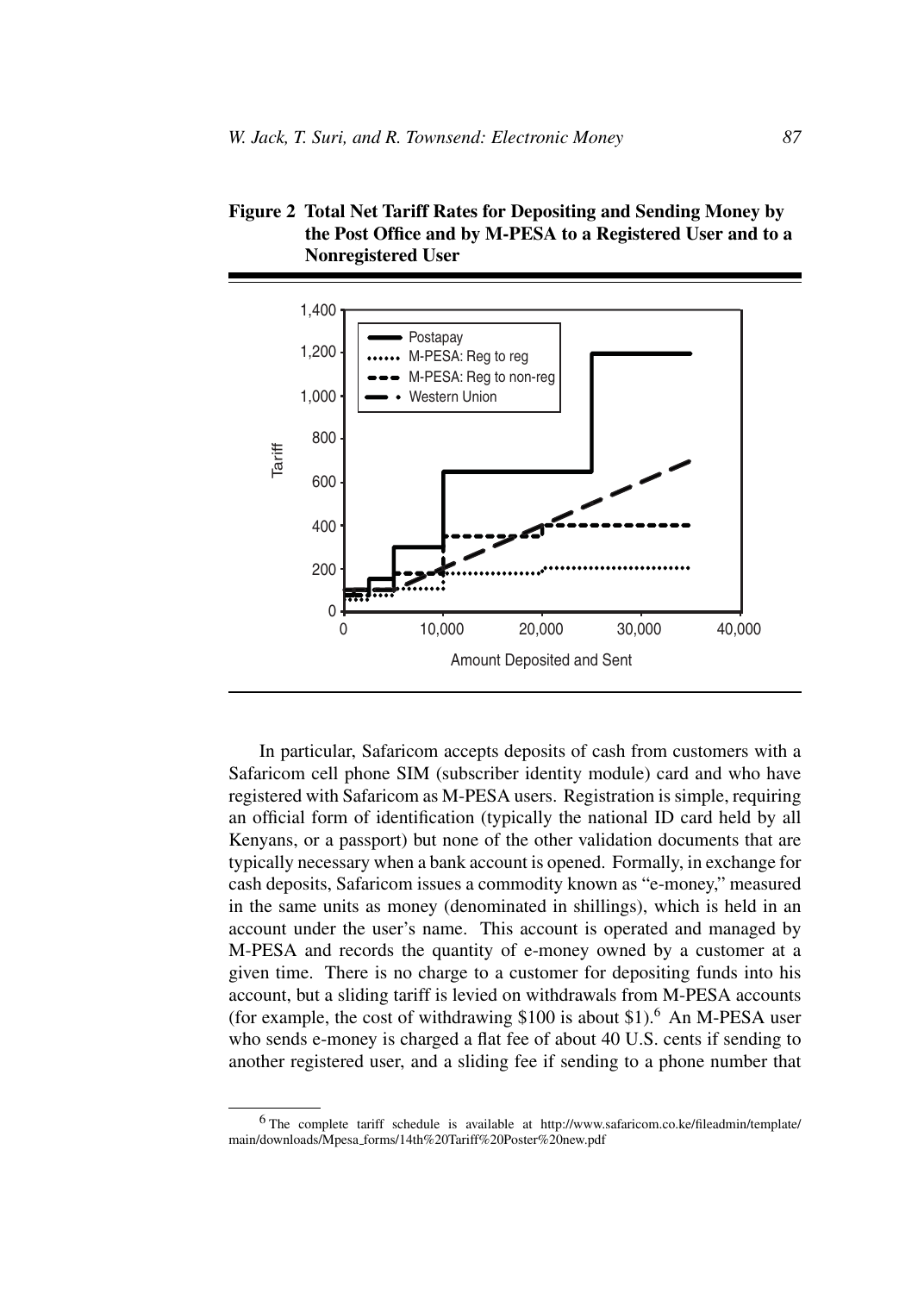**Figure 2 Total Net Tariff Rates for Depositing and Sending Money by the Post Office and by M-PESA to a Registered User and to a Nonregistered User**

In particular, Safaricom accepts deposits of cash from customers with a Safaricom cell phone SIM (subscriber identity module) card and who have registered with Safaricom as M-PESA users. Registration is simple, requiring an official form of identification (typically the national ID card held by all Kenyans, or a passport) but none of the other validation documents that are typically necessary when a bank account is opened. Formally, in exchange for cash deposits, Safaricom issues a commodity known as "e-money," measured in the same units as money (denominated in shillings), which is held in an account under the user's name. This account is operated and managed by M-PESA and records the quantity of e-money owned by a customer at a given time. There is no charge to a customer for depositing funds into his account, but a sliding tariff is levied on withdrawals from M-PESA accounts (for example, the cost of withdrawing \$100 is about \$1).[6] An M-PESA user who sends e-money is charged a flat fee of about 40 U.S. cents if sending to another registered user, and a sliding fee if sending to a phone number that

[6] The complete tariff schedule is available at http://www.safaricom.co.ke/fileadmin/template/main/downloads/Mpesa_forms/14th%20Tariff%20Poster%20new.pdf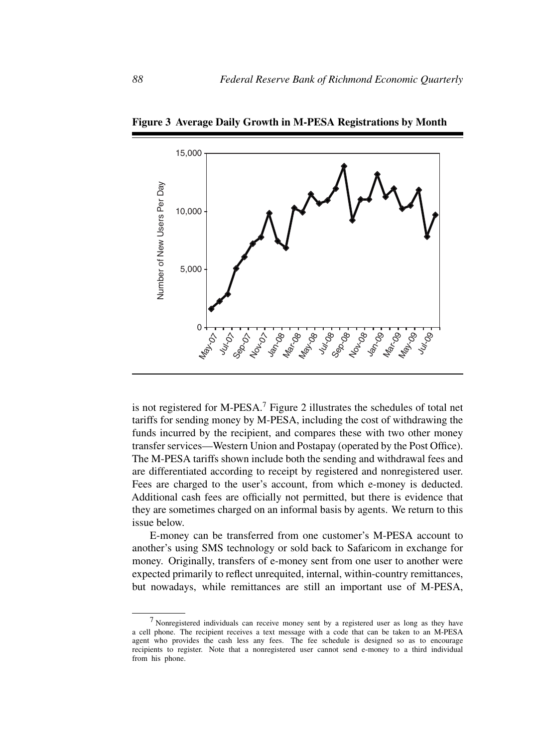**Figure 3 Average Daily Growth in M-PESA Registrations by Month**

is not registered for M-PESA.[7] Figure 2 illustrates the schedules of total net tariffs for sending money by M-PESA, including the cost of withdrawing the funds incurred by the recipient, and compares these with two other money transfer services—Western Union and Postapay (operated by the Post Office). The M-PESA tariffs shown include both the sending and withdrawal fees and are differentiated according to receipt by registered and nonregistered user. Fees are charged to the user's account, from which e-money is deducted. Additional cash fees are officially not permitted, but there is evidence that they are sometimes charged on an informal basis by agents. We return to this issue below.

E-money can be transferred from one customer's M-PESA account to another's using SMS technology or sold back to Safaricom in exchange for money. Originally, transfers of e-money sent from one user to another were expected primarily to reflect unrequited, internal, within-country remittances, but nowadays, while remittances are still an important use of M-PESA,

[7] Nonregistered individuals can receive money sent by a registered user as long as they have a cell phone. The recipient receives a text message with a code that can be taken to an M-PESA agent who provides the cash less any fees. The fee schedule is designed so as to encourage recipients to register. Note that a nonregistered user cannot send e-money to a third individual from his phone.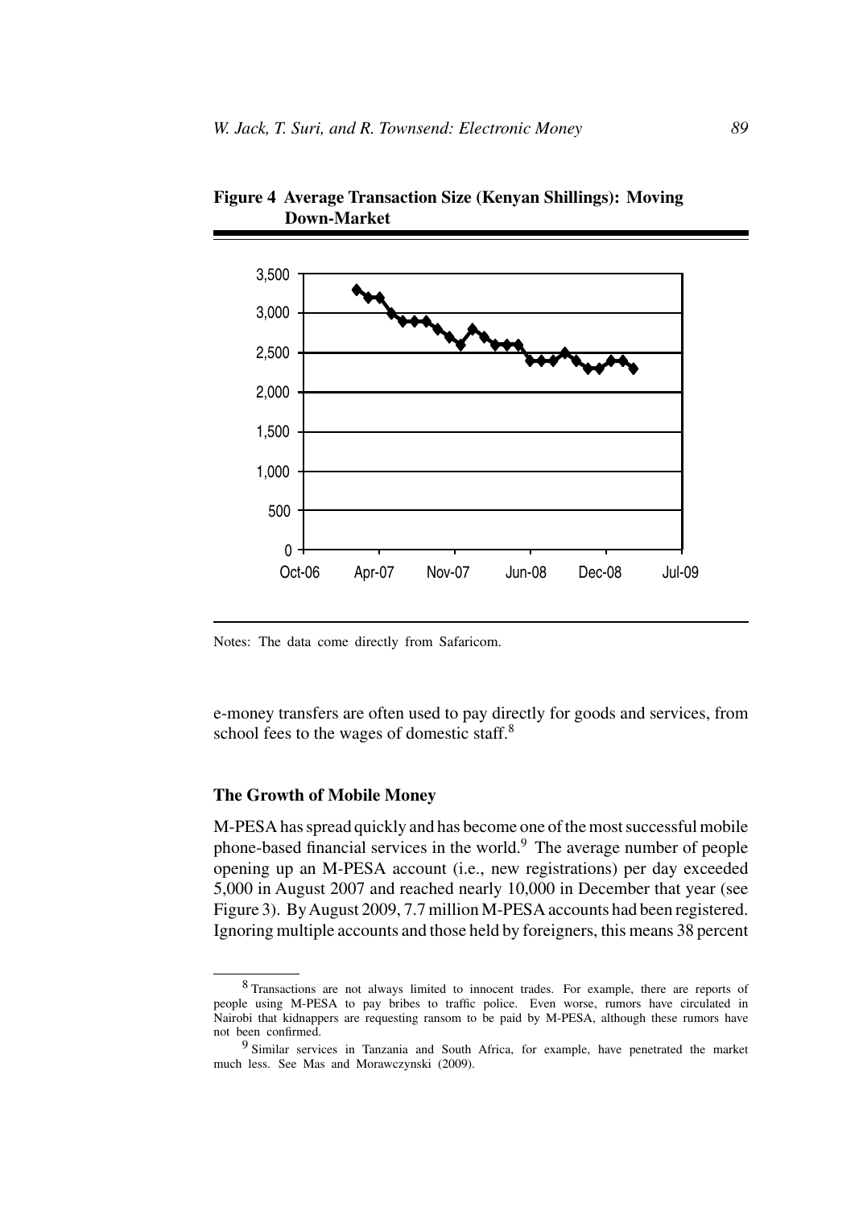**Figure 4 Average Transaction Size (Kenyan Shillings): Moving Down-Market**

Notes: The data come directly from Safaricom.

e-money transfers are often used to pay directly for goods and services, from school fees to the wages of domestic staff.[8]

### The Growth of Mobile Money

M-PESA has spread quickly and has become one of the most successful mobile phone-based financial services in the world.[9] The average number of people opening up an M-PESA account (i.e., new registrations) per day exceeded 5,000 in August 2007 and reached nearly 10,000 in December that year (see Figure 3). By August 2009, 7.7 million M-PESA accounts had been registered. Ignoring multiple accounts and those held by foreigners, this means 38 percent

[8] Transactions are not always limited to innocent trades. For example, there are reports of people using M-PESA to pay bribes to traffic police. Even worse, rumors have circulated in Nairobi that kidnappers are requesting ransom to be paid by M-PESA, although these rumors have not been confirmed.

[9] Similar services in Tanzania and South Africa, for example, have penetrated the market much less. See Mas and Morawczynski (2009).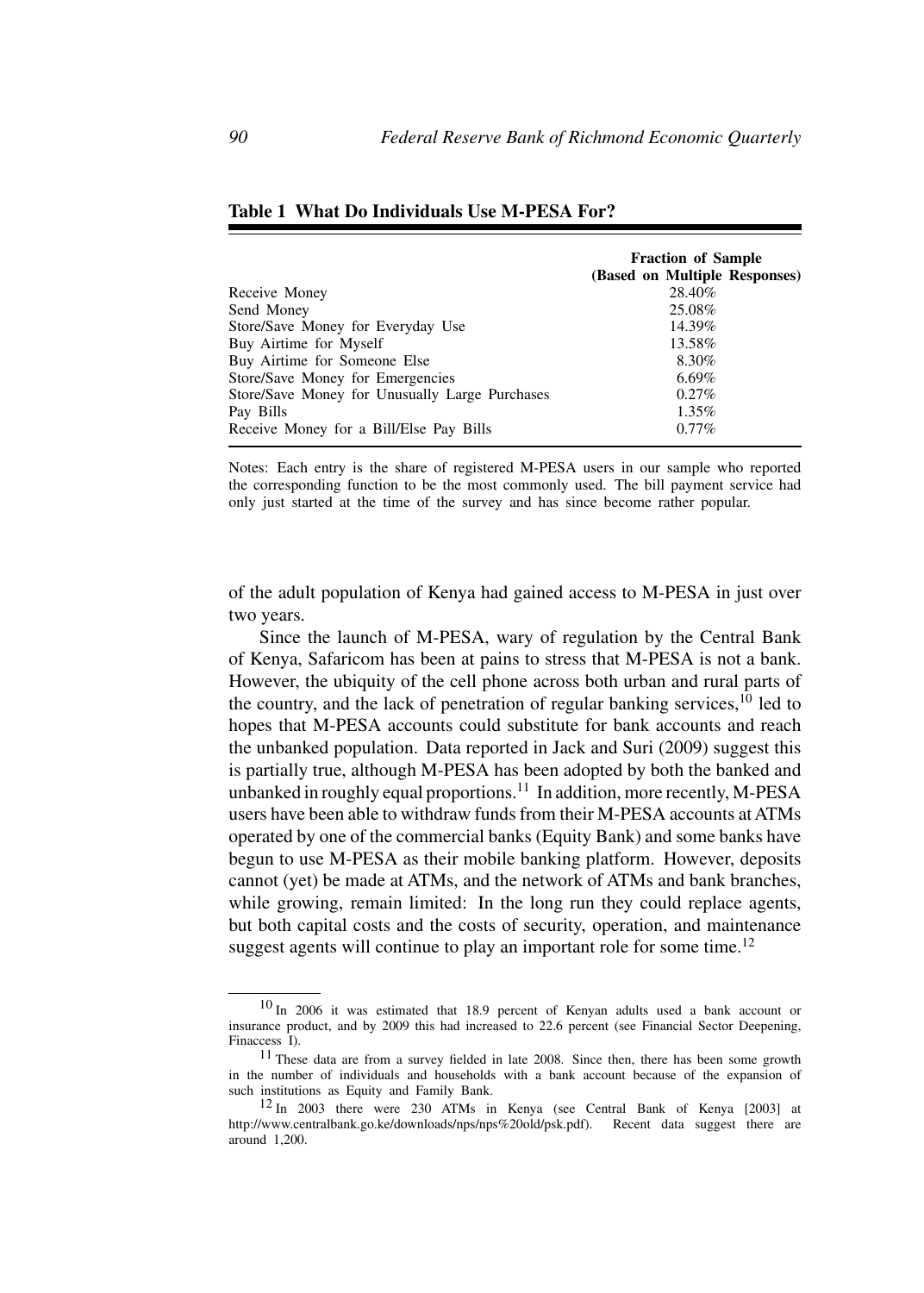**Table 1 What Do Individuals Use M-PESA For?**

| | Fraction of Sample (Based on Multiple Responses) |
|---|---|
| Receive Money | 28.40% |
| Send Money | 25.08% |
| Store/Save Money for Everyday Use | 14.39% |
| Buy Airtime for Myself | 13.58% |
| Buy Airtime for Someone Else | 8.30% |
| Store/Save Money for Emergencies | 6.69% |
| Store/Save Money for Unusually Large Purchases | 0.27% |
| Pay Bills | 1.35% |
| Receive Money for a Bill/Else Pay Bills | 0.77% |

Notes: Each entry is the share of registered M-PESA users in our sample who reported the corresponding function to be the most commonly used. The bill payment service had only just started at the time of the survey and has since become rather popular.

of the adult population of Kenya had gained access to M-PESA in just over two years.

Since the launch of M-PESA, wary of regulation by the Central Bank of Kenya, Safaricom has been at pains to stress that M-PESA is not a bank. However, the ubiquity of the cell phone across both urban and rural parts of the country, and the lack of penetration of regular banking services,[10] led to hopes that M-PESA accounts could substitute for bank accounts and reach the unbanked population. Data reported in Jack and Suri (2009) suggest this is partially true, although M-PESA has been adopted by both the banked and unbanked in roughly equal proportions.[11] In addition, more recently, M-PESA users have been able to withdraw funds from their M-PESA accounts at ATMs operated by one of the commercial banks (Equity Bank) and some banks have begun to use M-PESA as their mobile banking platform. However, deposits cannot (yet) be made at ATMs, and the network of ATMs and bank branches, while growing, remain limited: In the long run they could replace agents, but both capital costs and the costs of security, operation, and maintenance suggest agents will continue to play an important role for some time.[12]

[10] In 2006 it was estimated that 18.9 percent of Kenyan adults used a bank account or insurance product, and by 2009 this had increased to 22.6 percent (see Financial Sector Deepening, Finaccess I).

[11] These data are from a survey fielded in late 2008. Since then, there has been some growth in the number of individuals and households with a bank account because of the expansion of such institutions as Equity and Family Bank.

[12] In 2003 there were 230 ATMs in Kenya (see Central Bank of Kenya [2003] at http://www.centralbank.go.ke/downloads/nps/nps%20old/psk.pdf). Recent data suggest there are around 1,200.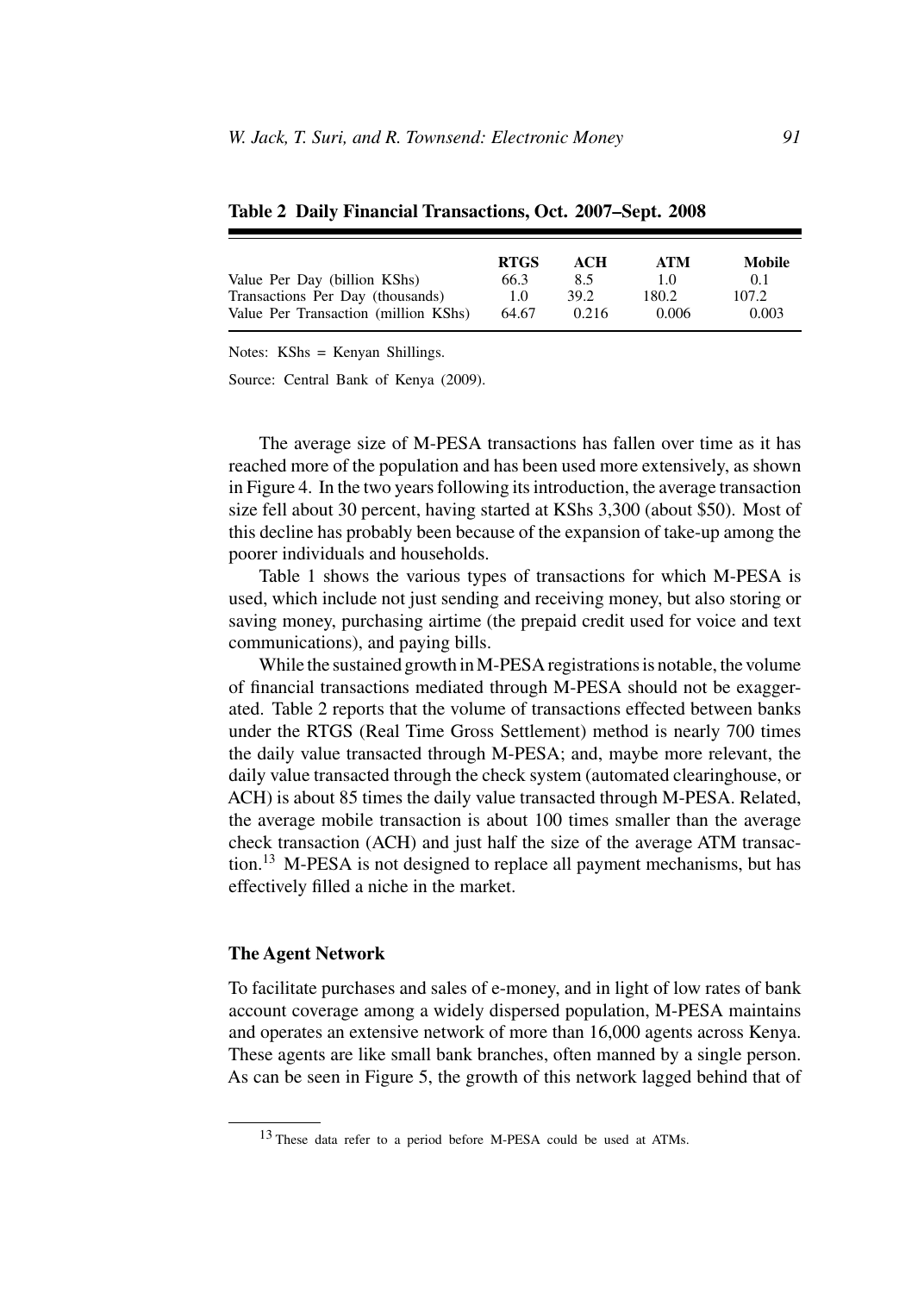**Table 2 Daily Financial Transactions, Oct. 2007–Sept. 2008**

| | RTGS | ACH | ATM | Mobile |
|---|---|---|---|---|
| Value Per Day (billion KShs) | 66.3 | 8.5 | 1.0 | 0.1 |
| Transactions Per Day (thousands) | 1.0 | 39.2 | 180.2 | 107.2 |
| Value Per Transaction (million KShs) | 64.67 | 0.216 | 0.006 | 0.003 |

Notes: KShs = Kenyan Shillings.

Source: Central Bank of Kenya (2009).

The average size of M-PESA transactions has fallen over time as it has reached more of the population and has been used more extensively, as shown in Figure 4. In the two years following its introduction, the average transaction size fell about 30 percent, having started at KShs 3,300 (about $50). Most of this decline has probably been because of the expansion of take-up among the poorer individuals and households.

Table 1 shows the various types of transactions for which M-PESA is used, which include not just sending and receiving money, but also storing or saving money, purchasing airtime (the prepaid credit used for voice and text communications), and paying bills.

While the sustained growth in M-PESA registrations is notable, the volume of financial transactions mediated through M-PESA should not be exaggerated. Table 2 reports that the volume of transactions effected between banks under the RTGS (Real Time Gross Settlement) method is nearly 700 times the daily value transacted through M-PESA; and, maybe more relevant, the daily value transacted through the check system (automated clearinghouse, or ACH) is about 85 times the daily value transacted through M-PESA. Related, the average mobile transaction is about 100 times smaller than the average check transaction (ACH) and just half the size of the average ATM transaction.[13] M-PESA is not designed to replace all payment mechanisms, but has effectively filled a niche in the market.

### The Agent Network

To facilitate purchases and sales of e-money, and in light of low rates of bank account coverage among a widely dispersed population, M-PESA maintains and operates an extensive network of more than 16,000 agents across Kenya. These agents are like small bank branches, often manned by a single person. As can be seen in Figure 5, the growth of this network lagged behind that of

[13] These data refer to a period before M-PESA could be used at ATMs.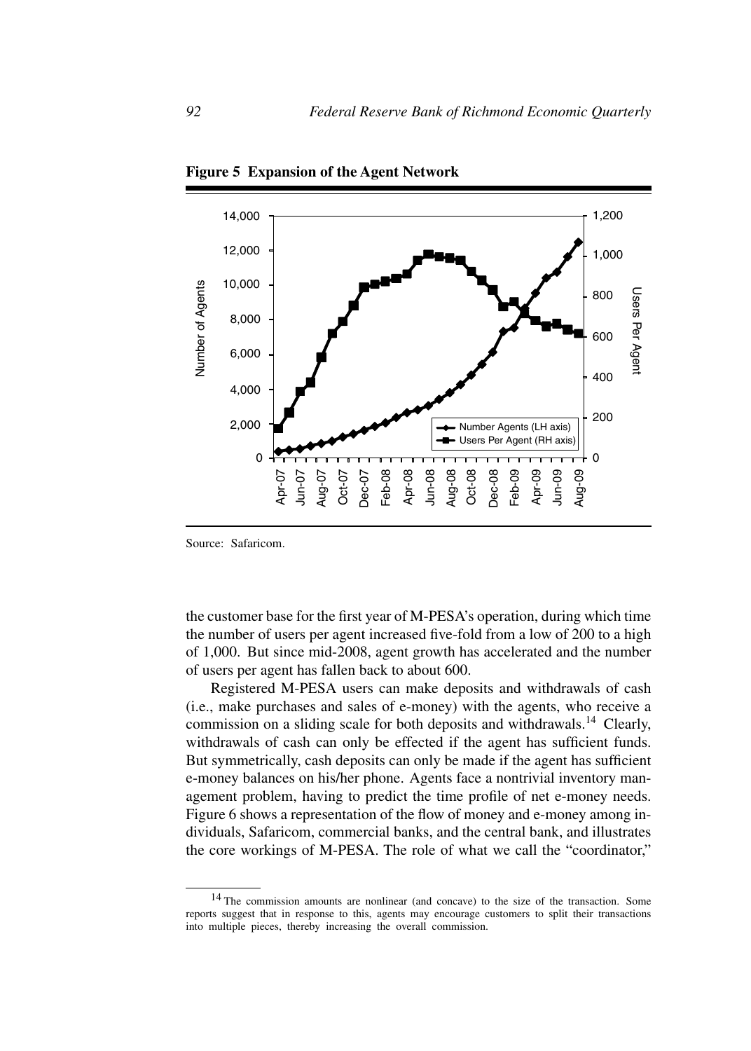**Figure 5 Expansion of the Agent Network**

Source: Safaricom.

the customer base for the first year of M-PESA's operation, during which time the number of users per agent increased five-fold from a low of 200 to a high of 1,000. But since mid-2008, agent growth has accelerated and the number of users per agent has fallen back to about 600.

Registered M-PESA users can make deposits and withdrawals of cash (i.e., make purchases and sales of e-money) with the agents, who receive a commission on a sliding scale for both deposits and withdrawals.[14] Clearly, withdrawals of cash can only be effected if the agent has sufficient funds. But symmetrically, cash deposits can only be made if the agent has sufficient e-money balances on his/her phone. Agents face a nontrivial inventory management problem, having to predict the time profile of net e-money needs. Figure 6 shows a representation of the flow of money and e-money among individuals, Safaricom, commercial banks, and the central bank, and illustrates the core workings of M-PESA. The role of what we call the "coordinator,"

[14] The commission amounts are nonlinear (and concave) to the size of the transaction. Some reports suggest that in response to this, agents may encourage customers to split their transactions into multiple pieces, thereby increasing the overall commission.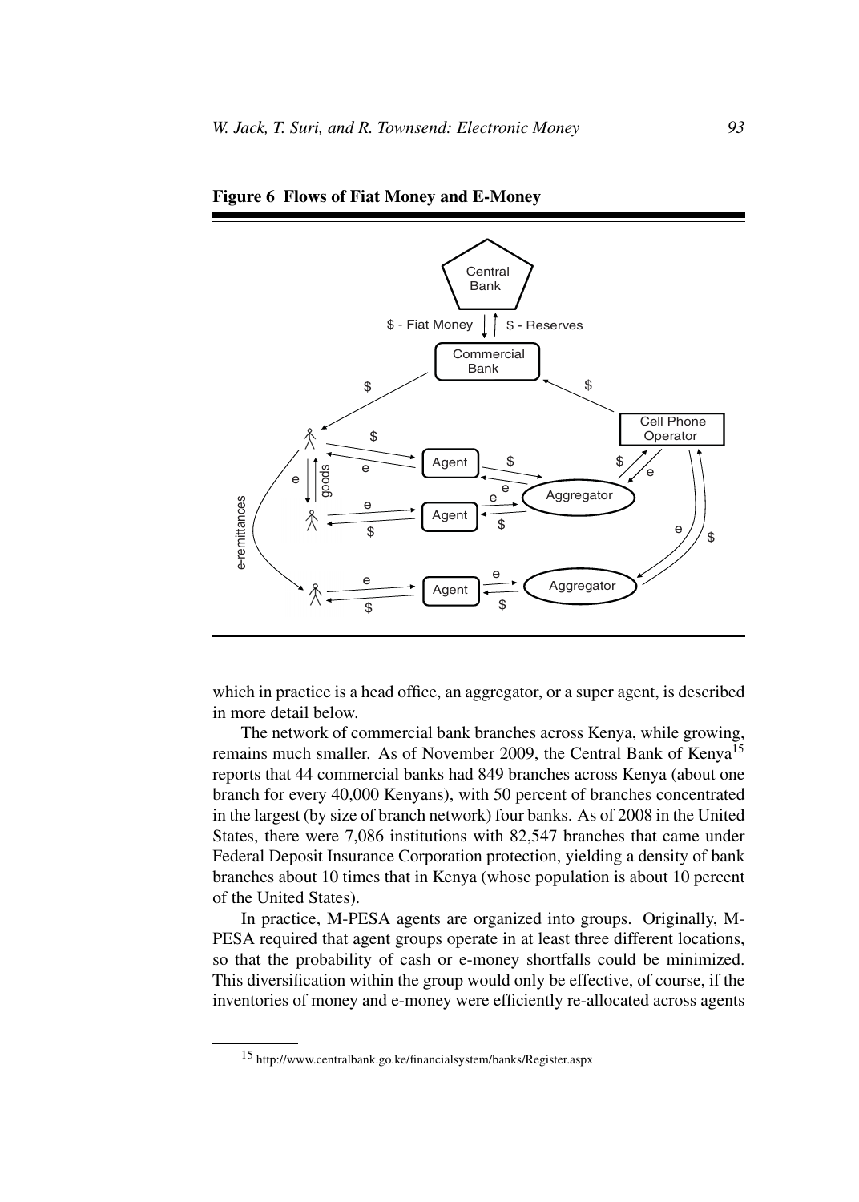**Figure 6 Flows of Fiat Money and E-Money**

which in practice is a head office, an aggregator, or a super agent, is described in more detail below.

The network of commercial bank branches across Kenya, while growing, remains much smaller. As of November 2009, the Central Bank of Kenya[15] reports that 44 commercial banks had 849 branches across Kenya (about one branch for every 40,000 Kenyans), with 50 percent of branches concentrated in the largest (by size of branch network) four banks. As of 2008 in the United States, there were 7,086 institutions with 82,547 branches that came under Federal Deposit Insurance Corporation protection, yielding a density of bank branches about 10 times that in Kenya (whose population is about 10 percent of the United States).

In practice, M-PESA agents are organized into groups. Originally, M-PESA required that agent groups operate in at least three different locations, so that the probability of cash or e-money shortfalls could be minimized. This diversification within the group would only be effective, of course, if the inventories of money and e-money were efficiently re-allocated across agents

[15] http://www.centralbank.go.ke/financialsystem/banks/Register.aspx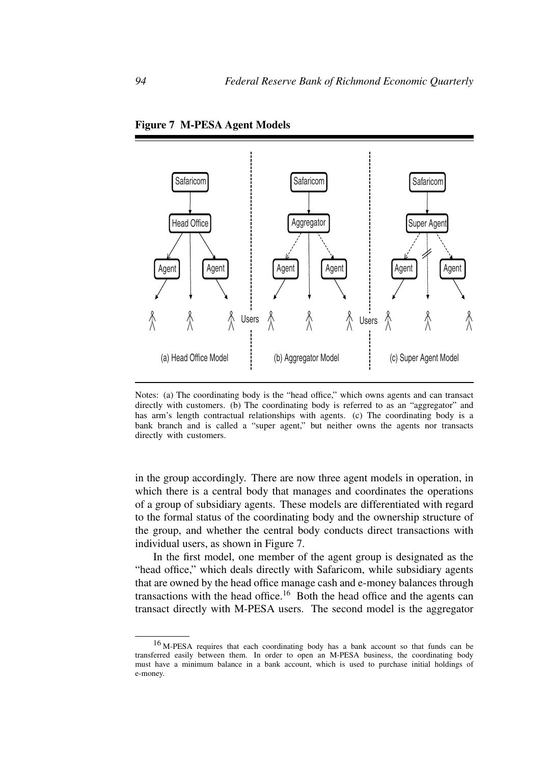**Figure 7 M-PESA Agent Models**

Notes: (a) The coordinating body is the "head office," which owns agents and can transact directly with customers. (b) The coordinating body is referred to as an "aggregator" and has arm's length contractual relationships with agents. (c) The coordinating body is a bank branch and is called a "super agent," but neither owns the agents nor transacts directly with customers.

in the group accordingly. There are now three agent models in operation, in which there is a central body that manages and coordinates the operations of a group of subsidiary agents. These models are differentiated with regard to the formal status of the coordinating body and the ownership structure of the group, and whether the central body conducts direct transactions with individual users, as shown in Figure 7.

In the first model, one member of the agent group is designated as the "head office," which deals directly with Safaricom, while subsidiary agents that are owned by the head office manage cash and e-money balances through transactions with the head office.[16] Both the head office and the agents can transact directly with M-PESA users. The second model is the aggregator

[16] M-PESA requires that each coordinating body has a bank account so that funds can be transferred easily between them. In order to open an M-PESA business, the coordinating body must have a minimum balance in a bank account, which is used to purchase initial holdings of e-money.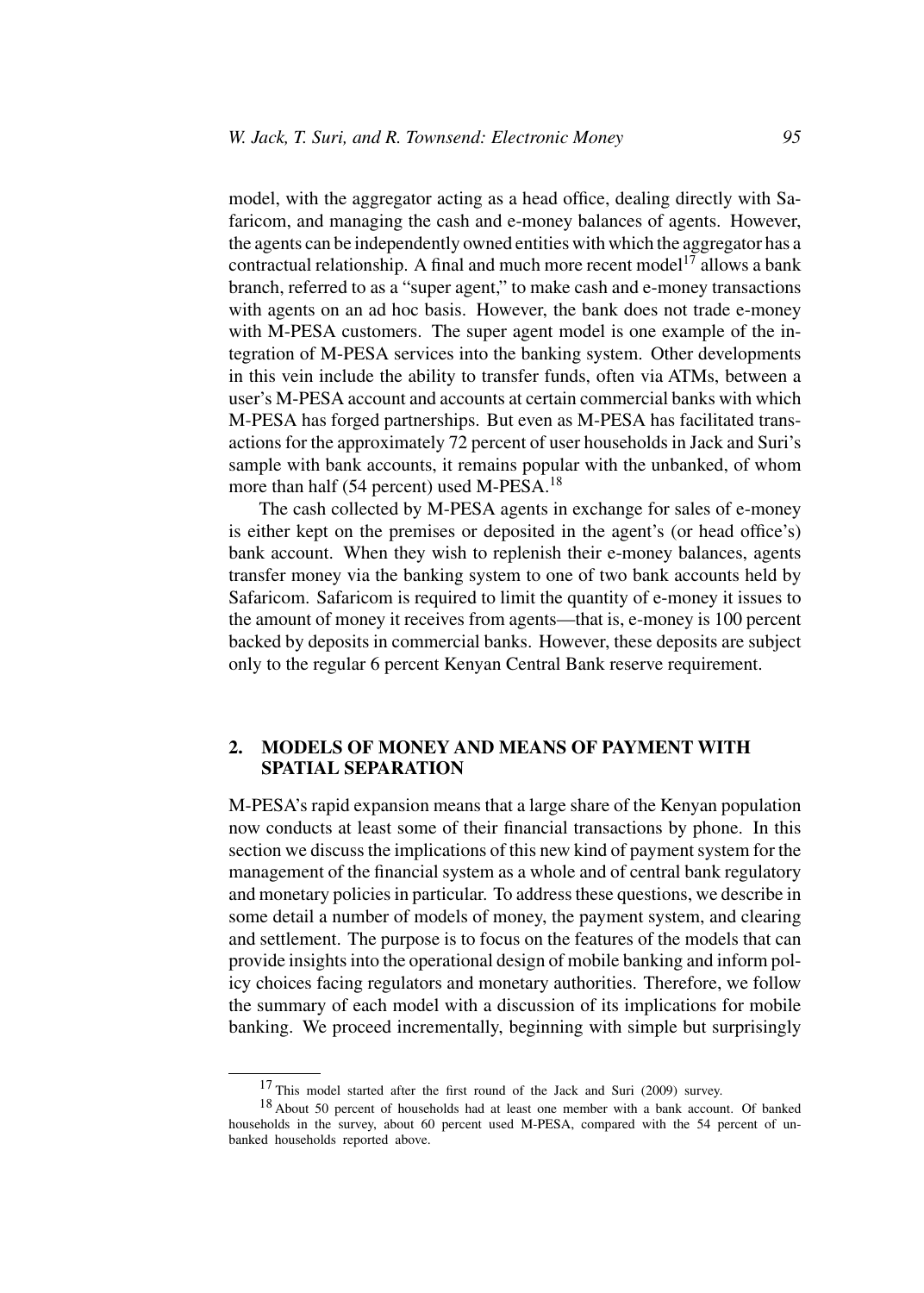model, with the aggregator acting as a head office, dealing directly with Safaricom, and managing the cash and e-money balances of agents. However, the agents can be independently owned entities with which the aggregator has a contractual relationship. A final and much more recent model[17] allows a bank branch, referred to as a "super agent," to make cash and e-money transactions with agents on an ad hoc basis. However, the bank does not trade e-money with M-PESA customers. The super agent model is one example of the integration of M-PESA services into the banking system. Other developments in this vein include the ability to transfer funds, often via ATMs, between a user's M-PESA account and accounts at certain commercial banks with which M-PESA has forged partnerships. But even as M-PESA has facilitated transactions for the approximately 72 percent of user households in Jack and Suri's sample with bank accounts, it remains popular with the unbanked, of whom more than half (54 percent) used M-PESA.[18]

The cash collected by M-PESA agents in exchange for sales of e-money is either kept on the premises or deposited in the agent's (or head office's) bank account. When they wish to replenish their e-money balances, agents transfer money via the banking system to one of two bank accounts held by Safaricom. Safaricom is required to limit the quantity of e-money it issues to the amount of money it receives from agents—that is, e-money is 100 percent backed by deposits in commercial banks. However, these deposits are subject only to the regular 6 percent Kenyan Central Bank reserve requirement.

## 2. MODELS OF MONEY AND MEANS OF PAYMENT WITH SPATIAL SEPARATION

M-PESA's rapid expansion means that a large share of the Kenyan population now conducts at least some of their financial transactions by phone. In this section we discuss the implications of this new kind of payment system for the management of the financial system as a whole and of central bank regulatory and monetary policies in particular. To address these questions, we describe in some detail a number of models of money, the payment system, and clearing and settlement. The purpose is to focus on the features of the models that can provide insights into the operational design of mobile banking and inform policy choices facing regulators and monetary authorities. Therefore, we follow the summary of each model with a discussion of its implications for mobile banking. We proceed incrementally, beginning with simple but surprisingly

---

[17] This model started after the first round of the Jack and Suri (2009) survey.

[18] About 50 percent of households had at least one member with a bank account. Of banked households in the survey, about 60 percent used M-PESA, compared with the 54 percent of unbanked households reported above.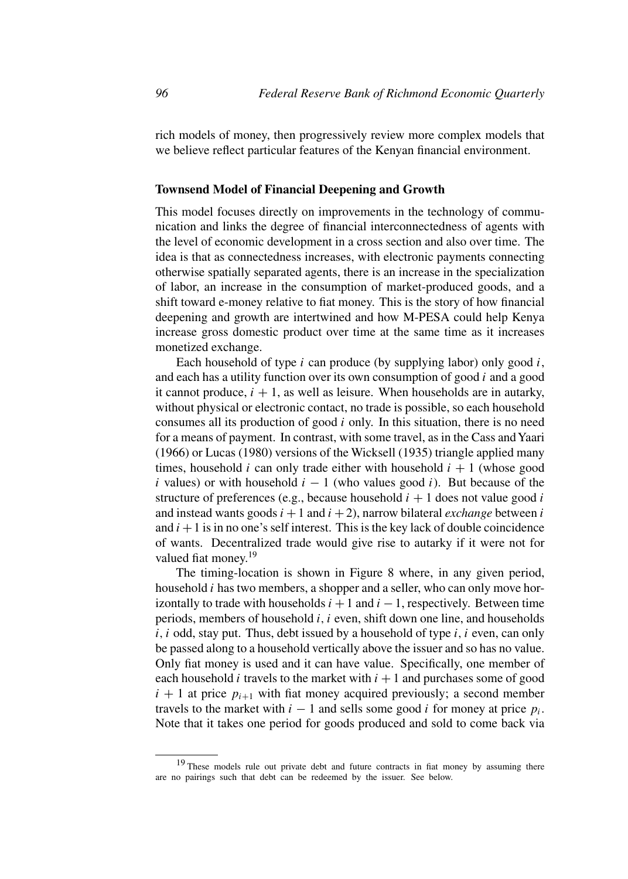rich models of money, then progressively review more complex models that we believe reflect particular features of the Kenyan financial environment.

### Townsend Model of Financial Deepening and Growth

This model focuses directly on improvements in the technology of communication and links the degree of financial interconnectedness of agents with the level of economic development in a cross section and also over time. The idea is that as connectedness increases, with electronic payments connecting otherwise spatially separated agents, there is an increase in the specialization of labor, an increase in the consumption of market-produced goods, and a shift toward e-money relative to fiat money. This is the story of how financial deepening and growth are intertwined and how M-PESA could help Kenya increase gross domestic product over time at the same time as it increases monetized exchange.

Each household of type $i$ can produce (by supplying labor) only good $i$, and each has a utility function over its own consumption of good $i$ and a good it cannot produce, $i + 1$, as well as leisure. When households are in autarky, without physical or electronic contact, no trade is possible, so each household consumes all its production of good $i$ only. In this situation, there is no need for a means of payment. In contrast, with some travel, as in the Cass and Yaari (1966) or Lucas (1980) versions of the Wicksell (1935) triangle applied many times, household $i$ can only trade either with household $i + 1$ (whose good $i$ values) or with household $i - 1$ (who values good $i$). But because of the structure of preferences (e.g., because household $i + 1$ does not value good $i$ and instead wants goods $i + 1$ and $i + 2$), narrow bilateral *exchange* between $i$ and $i + 1$ is in no one's self interest. This is the key lack of double coincidence of wants. Decentralized trade would give rise to autarky if it were not for valued fiat money.[19]

The timing-location is shown in Figure 8 where, in any given period, household $i$ has two members, a shopper and a seller, who can only move horizontally to trade with households $i + 1$ and $i - 1$, respectively. Between time periods, members of household $i$, $i$ even, shift down one line, and households $i$, $i$ odd, stay put. Thus, debt issued by a household of type $i$, $i$ even, can only be passed along to a household vertically above the issuer and so has no value. Only fiat money is used and it can have value. Specifically, one member of each household $i$ travels to the market with $i + 1$ and purchases some of good $i + 1$ at price $p_{i+1}$ with fiat money acquired previously; a second member travels to the market with $i - 1$ and sells some good $i$ for money at price $p_i$. Note that it takes one period for goods produced and sold to come back via

[19] These models rule out private debt and future contracts in fiat money by assuming there are no pairings such that debt can be redeemed by the issuer. See below.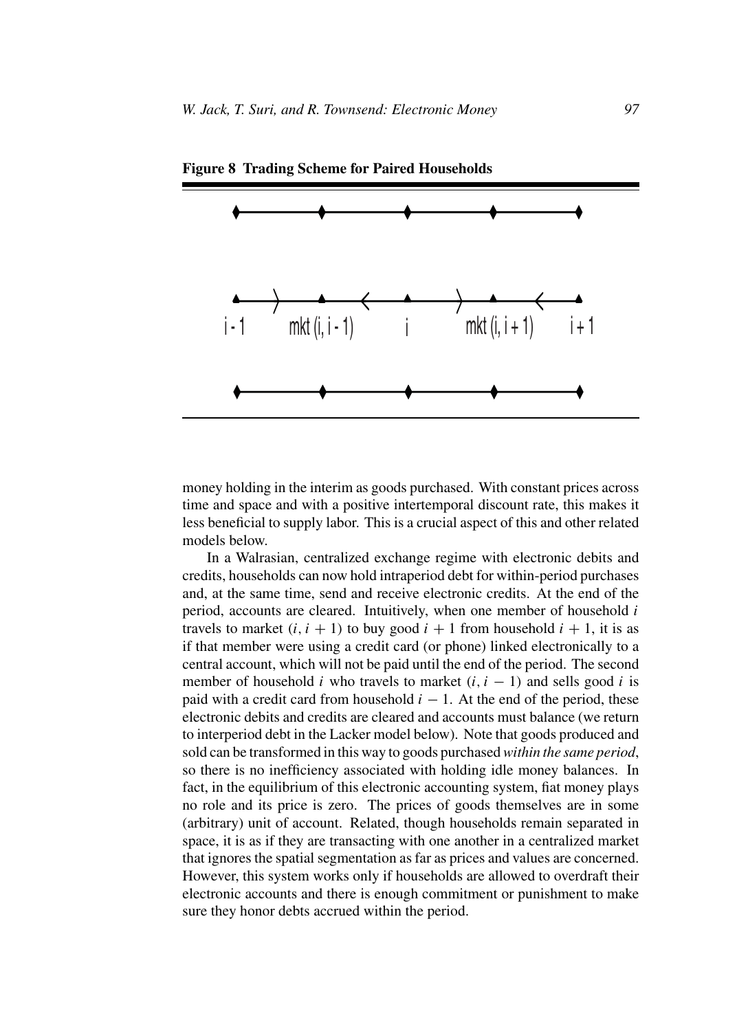**Figure 8 Trading Scheme for Paired Households**

$i - 1$ mkt $(i, i - 1)$ $i$ mkt $(i, i + 1)$ $i + 1$

money holding in the interim as goods purchased. With constant prices across time and space and with a positive intertemporal discount rate, this makes it less beneficial to supply labor. This is a crucial aspect of this and other related models below.

In a Walrasian, centralized exchange regime with electronic debits and credits, households can now hold intraperiod debt for within-period purchases and, at the same time, send and receive electronic credits. At the end of the period, accounts are cleared. Intuitively, when one member of household $i$ travels to market $(i, i + 1)$ to buy good $i + 1$ from household $i + 1$, it is as if that member were using a credit card (or phone) linked electronically to a central account, which will not be paid until the end of the period. The second member of household $i$ who travels to market $(i, i - 1)$ and sells good $i$ is paid with a credit card from household $i - 1$. At the end of the period, these electronic debits and credits are cleared and accounts must balance (we return to interperiod debt in the Lacker model below). Note that goods produced and sold can be transformed in this way to goods purchased *within the same period*, so there is no inefficiency associated with holding idle money balances. In fact, in the equilibrium of this electronic accounting system, fiat money plays no role and its price is zero. The prices of goods themselves are in some (arbitrary) unit of account. Related, though households remain separated in space, it is as if they are transacting with one another in a centralized market that ignores the spatial segmentation as far as prices and values are concerned. However, this system works only if households are allowed to overdraft their electronic accounts and there is enough commitment or punishment to make sure they honor debts accrued within the period.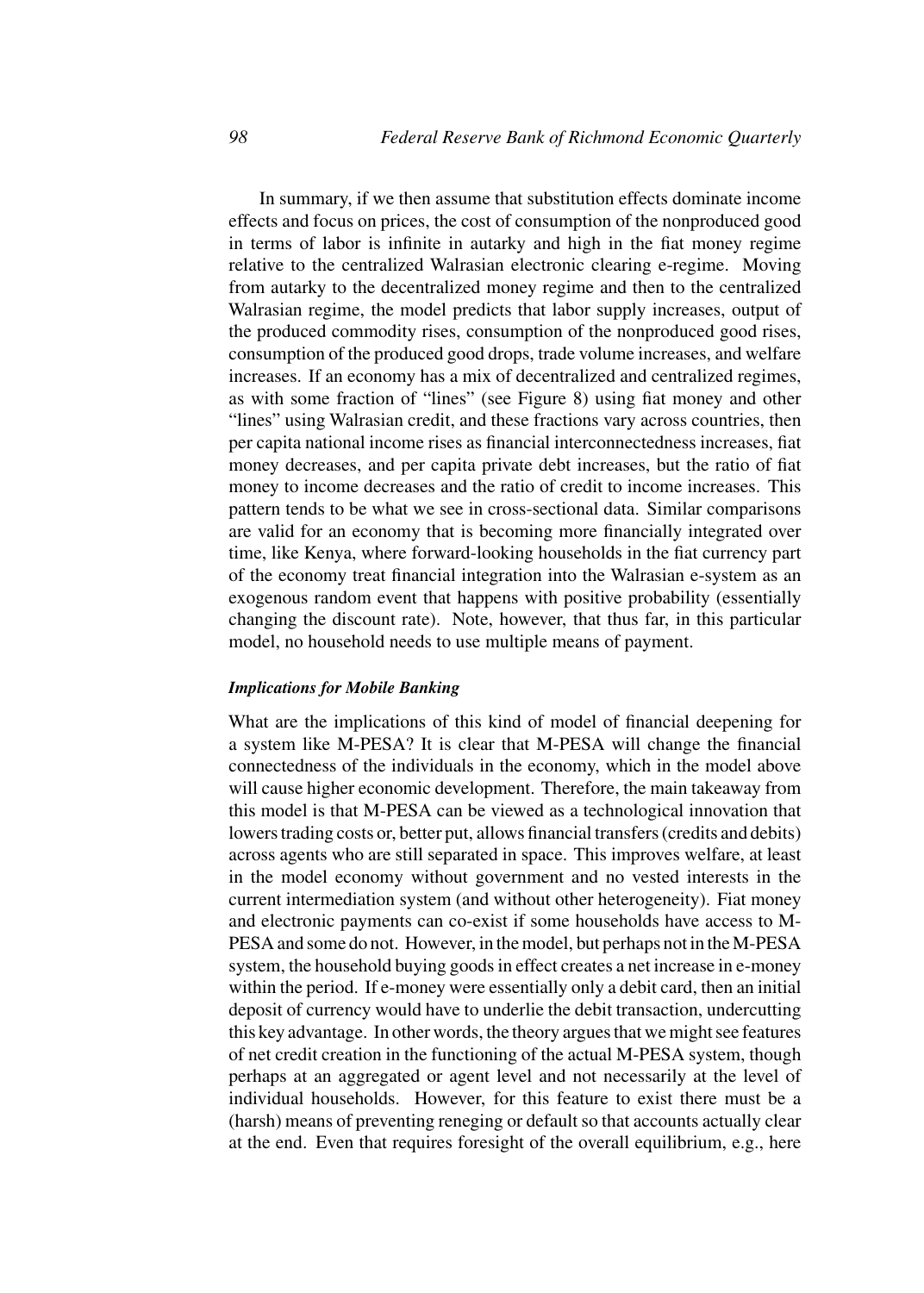In summary, if we then assume that substitution effects dominate income effects and focus on prices, the cost of consumption of the nonproduced good in terms of labor is infinite in autarky and high in the fiat money regime relative to the centralized Walrasian electronic clearing e-regime. Moving from autarky to the decentralized money regime and then to the centralized Walrasian regime, the model predicts that labor supply increases, output of the produced commodity rises, consumption of the nonproduced good rises, consumption of the produced good drops, trade volume increases, and welfare increases. If an economy has a mix of decentralized and centralized regimes, as with some fraction of "lines" (see Figure 8) using fiat money and other "lines" using Walrasian credit, and these fractions vary across countries, then per capita national income rises as financial interconnectedness increases, fiat money decreases, and per capita private debt increases, but the ratio of fiat money to income decreases and the ratio of credit to income increases. This pattern tends to be what we see in cross-sectional data. Similar comparisons are valid for an economy that is becoming more financially integrated over time, like Kenya, where forward-looking households in the fiat currency part of the economy treat financial integration into the Walrasian e-system as an exogenous random event that happens with positive probability (essentially changing the discount rate). Note, however, that thus far, in this particular model, no household needs to use multiple means of payment.

#### *Implications for Mobile Banking*

What are the implications of this kind of model of financial deepening for a system like M-PESA? It is clear that M-PESA will change the financial connectedness of the individuals in the economy, which in the model above will cause higher economic development. Therefore, the main takeaway from this model is that M-PESA can be viewed as a technological innovation that lowers trading costs or, better put, allows financial transfers (credits and debits) across agents who are still separated in space. This improves welfare, at least in the model economy without government and no vested interests in the current intermediation system (and without other heterogeneity). Fiat money and electronic payments can co-exist if some households have access to M-PESA and some do not. However, in the model, but perhaps not in the M-PESA system, the household buying goods in effect creates a net increase in e-money within the period. If e-money were essentially only a debit card, then an initial deposit of currency would have to underlie the debit transaction, undercutting this key advantage. In other words, the theory argues that we might see features of net credit creation in the functioning of the actual M-PESA system, though perhaps at an aggregated or agent level and not necessarily at the level of individual households. However, for this feature to exist there must be a (harsh) means of preventing reneging or default so that accounts actually clear at the end. Even that requires foresight of the overall equilibrium, e.g., here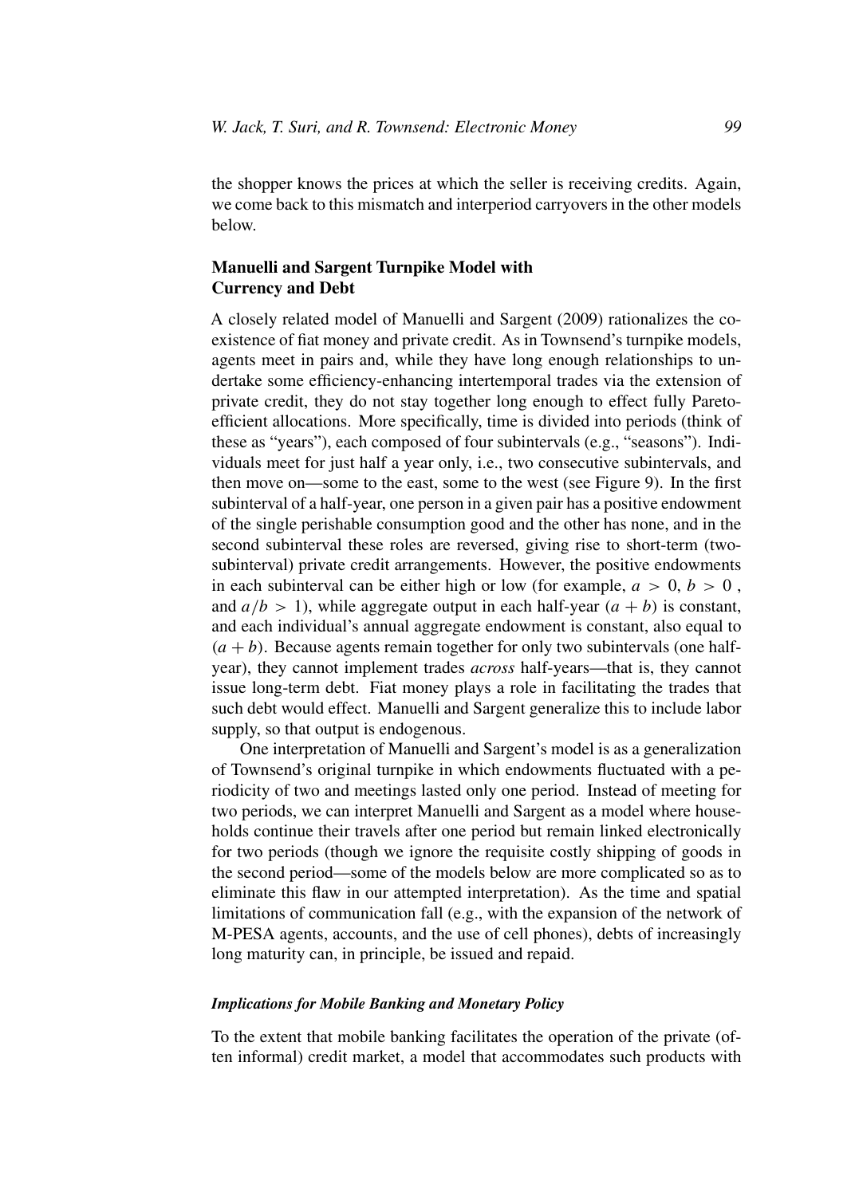the shopper knows the prices at which the seller is receiving credits. Again, we come back to this mismatch and interperiod carryovers in the other models below.

## Manuelli and Sargent Turnpike Model with Currency and Debt

A closely related model of Manuelli and Sargent (2009) rationalizes the coexistence of fiat money and private credit. As in Townsend's turnpike models, agents meet in pairs and, while they have long enough relationships to undertake some efficiency-enhancing intertemporal trades via the extension of private credit, they do not stay together long enough to effect fully Pareto-efficient allocations. More specifically, time is divided into periods (think of these as "years"), each composed of four subintervals (e.g., "seasons"). Individuals meet for just half a year only, i.e., two consecutive subintervals, and then move on—some to the east, some to the west (see Figure 9). In the first subinterval of a half-year, one person in a given pair has a positive endowment of the single perishable consumption good and the other has none, and in the second subinterval these roles are reversed, giving rise to short-term (two-subinterval) private credit arrangements. However, the positive endowments in each subinterval can be either high or low (for example, $a > 0$, $b > 0$, and $a/b > 1$), while aggregate output in each half-year $(a + b)$ is constant, and each individual's annual aggregate endowment is constant, also equal to $(a + b)$. Because agents remain together for only two subintervals (one half-year), they cannot implement trades *across* half-years—that is, they cannot issue long-term debt. Fiat money plays a role in facilitating the trades that such debt would effect. Manuelli and Sargent generalize this to include labor supply, so that output is endogenous.

One interpretation of Manuelli and Sargent's model is as a generalization of Townsend's original turnpike in which endowments fluctuated with a periodicity of two and meetings lasted only one period. Instead of meeting for two periods, we can interpret Manuelli and Sargent as a model where households continue their travels after one period but remain linked electronically for two periods (though we ignore the requisite costly shipping of goods in the second period—some of the models below are more complicated so as to eliminate this flaw in our attempted interpretation). As the time and spatial limitations of communication fall (e.g., with the expansion of the network of M-PESA agents, accounts, and the use of cell phones), debts of increasingly long maturity can, in principle, be issued and repaid.

### *Implications for Mobile Banking and Monetary Policy*

To the extent that mobile banking facilitates the operation of the private (often informal) credit market, a model that accommodates such products with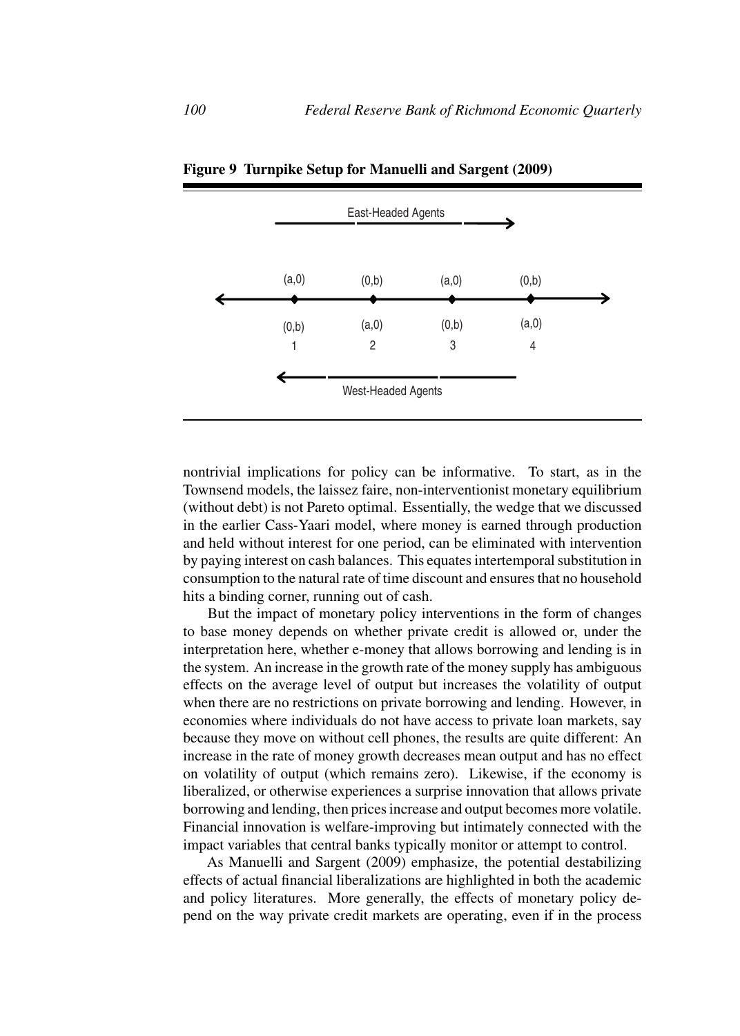**Figure 9 Turnpike Setup for Manuelli and Sargent (2009)**

nontrivial implications for policy can be informative. To start, as in the Townsend models, the laissez faire, non-interventionist monetary equilibrium (without debt) is not Pareto optimal. Essentially, the wedge that we discussed in the earlier Cass-Yaari model, where money is earned through production and held without interest for one period, can be eliminated with intervention by paying interest on cash balances. This equates intertemporal substitution in consumption to the natural rate of time discount and ensures that no household hits a binding corner, running out of cash.

But the impact of monetary policy interventions in the form of changes to base money depends on whether private credit is allowed or, under the interpretation here, whether e-money that allows borrowing and lending is in the system. An increase in the growth rate of the money supply has ambiguous effects on the average level of output but increases the volatility of output when there are no restrictions on private borrowing and lending. However, in economies where individuals do not have access to private loan markets, say because they move on without cell phones, the results are quite different: An increase in the rate of money growth decreases mean output and has no effect on volatility of output (which remains zero). Likewise, if the economy is liberalized, or otherwise experiences a surprise innovation that allows private borrowing and lending, then prices increase and output becomes more volatile. Financial innovation is welfare-improving but intimately connected with the impact variables that central banks typically monitor or attempt to control.

As Manuelli and Sargent (2009) emphasize, the potential destabilizing effects of actual financial liberalizations are highlighted in both the academic and policy literatures. More generally, the effects of monetary policy depend on the way private credit markets are operating, even if in the process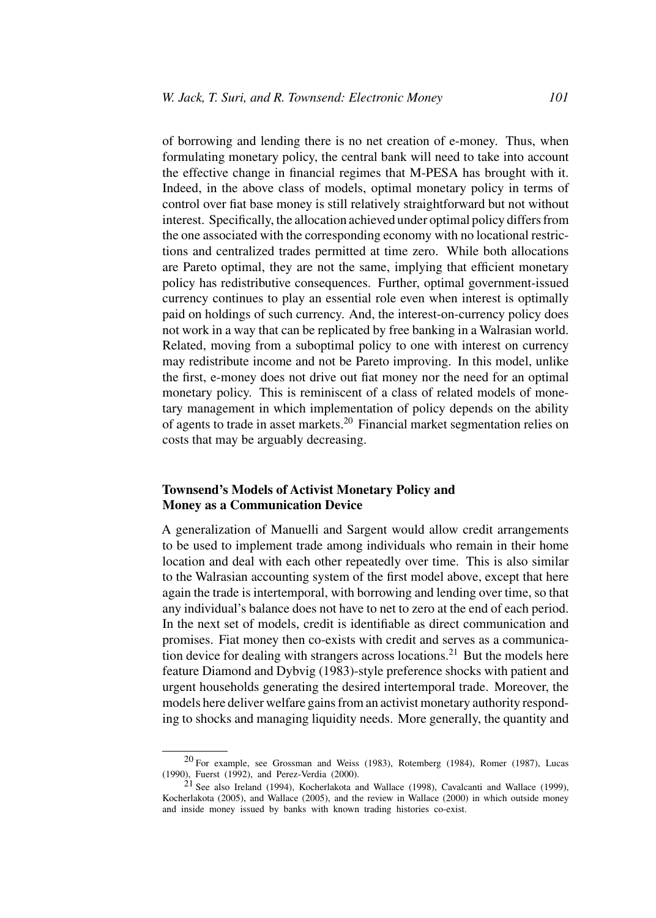of borrowing and lending there is no net creation of e-money. Thus, when formulating monetary policy, the central bank will need to take into account the effective change in financial regimes that M-PESA has brought with it. Indeed, in the above class of models, optimal monetary policy in terms of control over fiat base money is still relatively straightforward but not without interest. Specifically, the allocation achieved under optimal policy differs from the one associated with the corresponding economy with no locational restrictions and centralized trades permitted at time zero. While both allocations are Pareto optimal, they are not the same, implying that efficient monetary policy has redistributive consequences. Further, optimal government-issued currency continues to play an essential role even when interest is optimally paid on holdings of such currency. And, the interest-on-currency policy does not work in a way that can be replicated by free banking in a Walrasian world. Related, moving from a suboptimal policy to one with interest on currency may redistribute income and not be Pareto improving. In this model, unlike the first, e-money does not drive out fiat money nor the need for an optimal monetary policy. This is reminiscent of a class of related models of monetary management in which implementation of policy depends on the ability of agents to trade in asset markets.[20] Financial market segmentation relies on costs that may be arguably decreasing.

### Townsend's Models of Activist Monetary Policy and Money as a Communication Device

A generalization of Manuelli and Sargent would allow credit arrangements to be used to implement trade among individuals who remain in their home location and deal with each other repeatedly over time. This is also similar to the Walrasian accounting system of the first model above, except that here again the trade is intertemporal, with borrowing and lending over time, so that any individual's balance does not have to net to zero at the end of each period. In the next set of models, credit is identifiable as direct communication and promises. Fiat money then co-exists with credit and serves as a communication device for dealing with strangers across locations.[21] But the models here feature Diamond and Dybvig (1983)-style preference shocks with patient and urgent households generating the desired intertemporal trade. Moreover, the models here deliver welfare gains from an activist monetary authority responding to shocks and managing liquidity needs. More generally, the quantity and

[20] For example, see Grossman and Weiss (1983), Rotemberg (1984), Romer (1987), Lucas (1990), Fuerst (1992), and Perez-Verdia (2000).

[21] See also Ireland (1994), Kocherlakota and Wallace (1998), Cavalcanti and Wallace (1999), Kocherlakota (2005), and Wallace (2005), and the review in Wallace (2000) in which outside money and inside money issued by banks with known trading histories co-exist.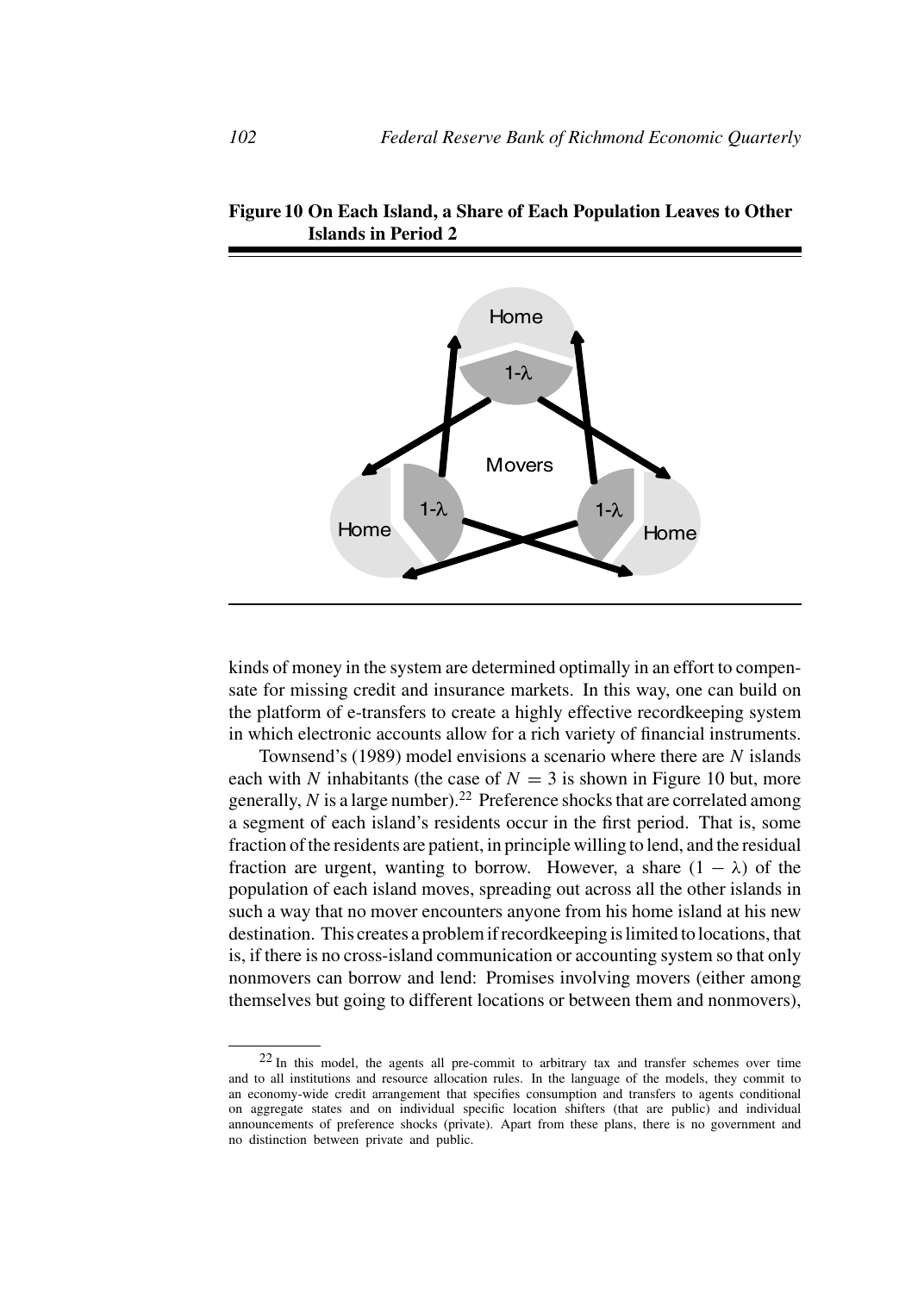**Figure 10 On Each Island, a Share of Each Population Leaves to Other Islands in Period 2**

kinds of money in the system are determined optimally in an effort to compensate for missing credit and insurance markets. In this way, one can build on the platform of e-transfers to create a highly effective recordkeeping system in which electronic accounts allow for a rich variety of financial instruments.

Townsend's (1989) model envisions a scenario where there are $N$ islands each with $N$ inhabitants (the case of $N = 3$ is shown in Figure 10 but, more generally, $N$ is a large number).[22] Preference shocks that are correlated among a segment of each island's residents occur in the first period. That is, some fraction of the residents are patient, in principle willing to lend, and the residual fraction are urgent, wanting to borrow. However, a share $(1 - \lambda)$ of the population of each island moves, spreading out across all the other islands in such a way that no mover encounters anyone from his home island at his new destination. This creates a problem if recordkeeping is limited to locations, that is, if there is no cross-island communication or accounting system so that only nonmovers can borrow and lend: Promises involving movers (either among themselves but going to different locations or between them and nonmovers),

[22] In this model, the agents all pre-commit to arbitrary tax and transfer schemes over time and to all institutions and resource allocation rules. In the language of the models, they commit to an economy-wide credit arrangement that specifies consumption and transfers to agents conditional on aggregate states and on individual specific location shifters (that are public) and individual announcements of preference shocks (private). Apart from these plans, there is no government and no distinction between private and public.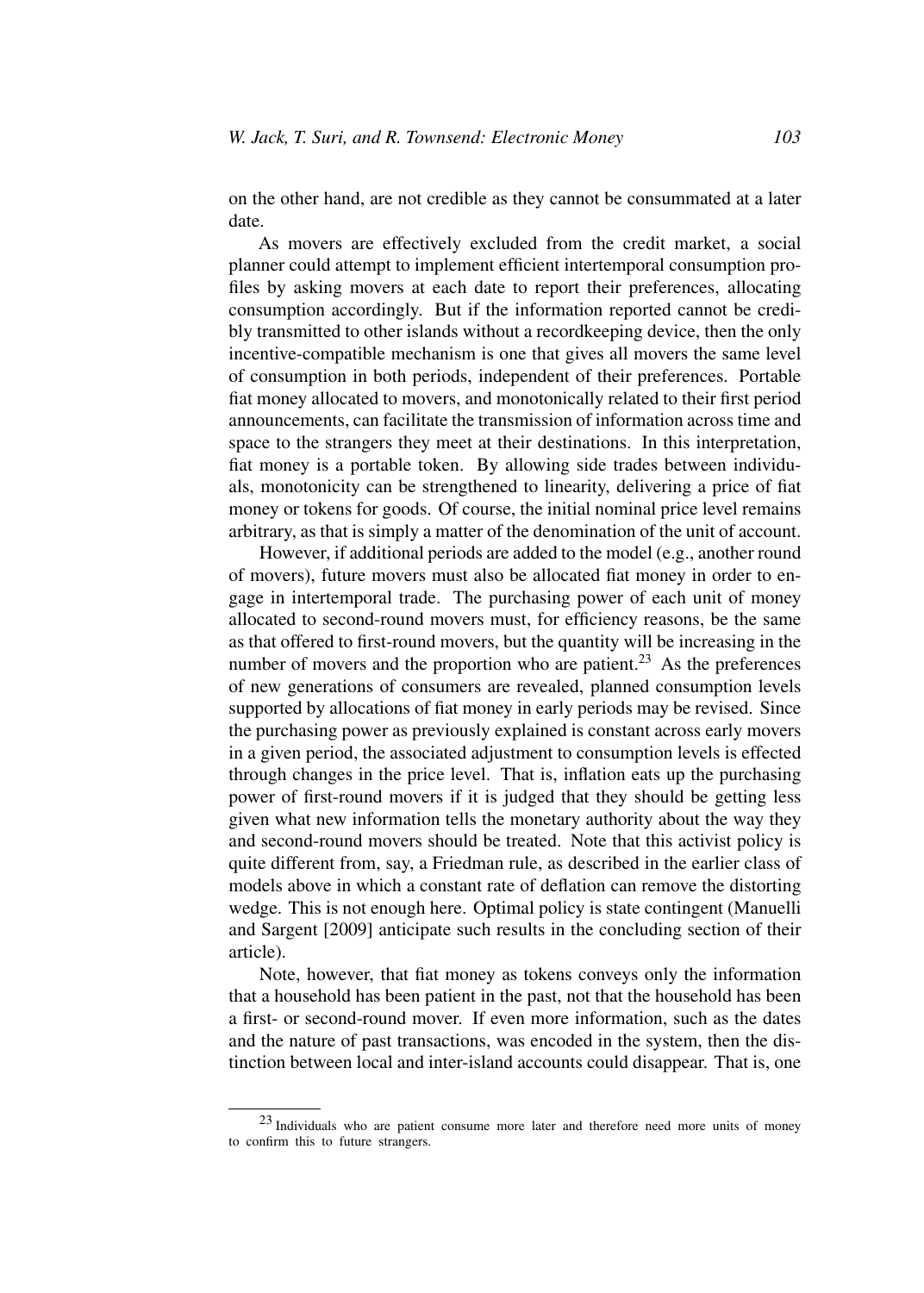on the other hand, are not credible as they cannot be consummated at a later date.

As movers are effectively excluded from the credit market, a social planner could attempt to implement efficient intertemporal consumption profiles by asking movers at each date to report their preferences, allocating consumption accordingly. But if the information reported cannot be credibly transmitted to other islands without a recordkeeping device, then the only incentive-compatible mechanism is one that gives all movers the same level of consumption in both periods, independent of their preferences. Portable fiat money allocated to movers, and monotonically related to their first period announcements, can facilitate the transmission of information across time and space to the strangers they meet at their destinations. In this interpretation, fiat money is a portable token. By allowing side trades between individuals, monotonicity can be strengthened to linearity, delivering a price of fiat money or tokens for goods. Of course, the initial nominal price level remains arbitrary, as that is simply a matter of the denomination of the unit of account.

However, if additional periods are added to the model (e.g., another round of movers), future movers must also be allocated fiat money in order to engage in intertemporal trade. The purchasing power of each unit of money allocated to second-round movers must, for efficiency reasons, be the same as that offered to first-round movers, but the quantity will be increasing in the number of movers and the proportion who are patient.[23] As the preferences of new generations of consumers are revealed, planned consumption levels supported by allocations of fiat money in early periods may be revised. Since the purchasing power as previously explained is constant across early movers in a given period, the associated adjustment to consumption levels is effected through changes in the price level. That is, inflation eats up the purchasing power of first-round movers if it is judged that they should be getting less given what new information tells the monetary authority about the way they and second-round movers should be treated. Note that this activist policy is quite different from, say, a Friedman rule, as described in the earlier class of models above in which a constant rate of deflation can remove the distorting wedge. This is not enough here. Optimal policy is state contingent (Manuelli and Sargent [2009] anticipate such results in the concluding section of their article).

Note, however, that fiat money as tokens conveys only the information that a household has been patient in the past, not that the household has been a first- or second-round mover. If even more information, such as the dates and the nature of past transactions, was encoded in the system, then the distinction between local and inter-island accounts could disappear. That is, one

[23] Individuals who are patient consume more later and therefore need more units of money to confirm this to future strangers.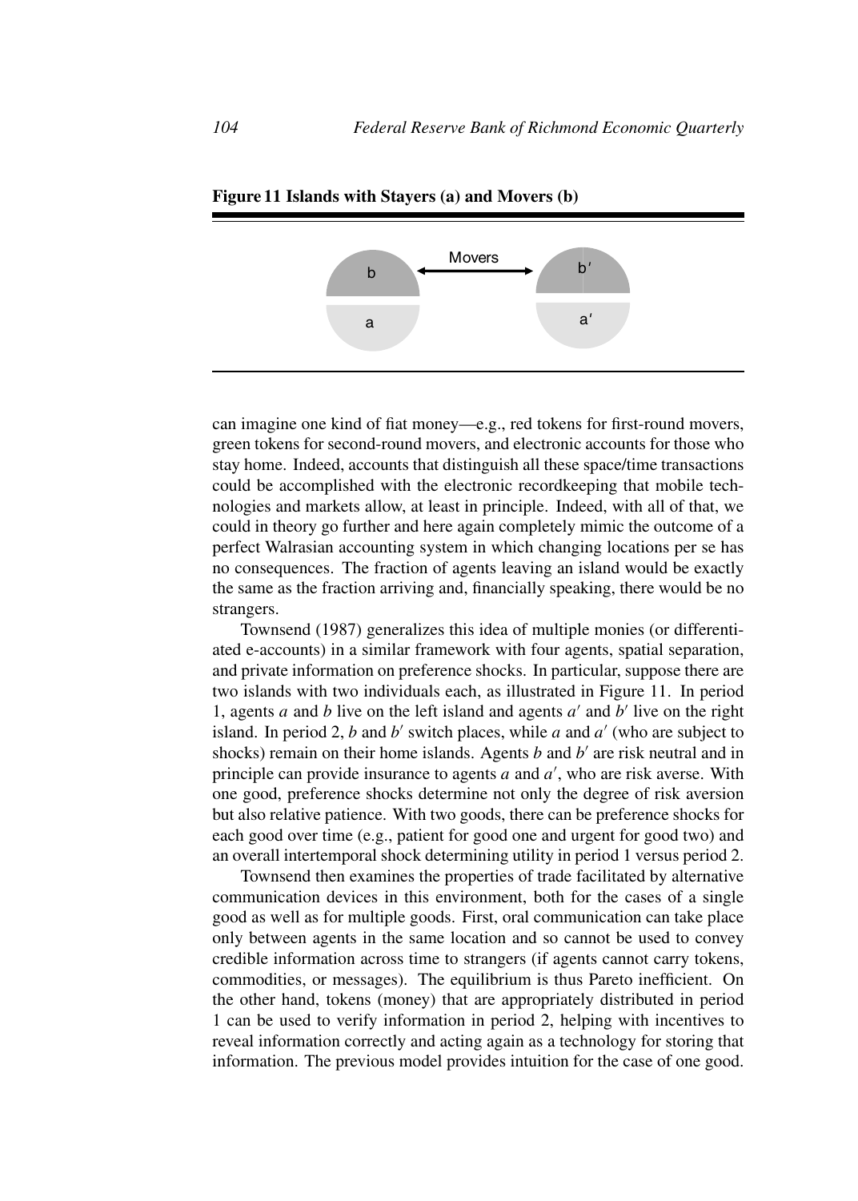**Figure 11 Islands with Stayers (a) and Movers (b)**

can imagine one kind of fiat money—e.g., red tokens for first-round movers, green tokens for second-round movers, and electronic accounts for those who stay home. Indeed, accounts that distinguish all these space/time transactions could be accomplished with the electronic recordkeeping that mobile technologies and markets allow, at least in principle. Indeed, with all of that, we could in theory go further and here again completely mimic the outcome of a perfect Walrasian accounting system in which changing locations per se has no consequences. The fraction of agents leaving an island would be exactly the same as the fraction arriving and, financially speaking, there would be no strangers.

Townsend (1987) generalizes this idea of multiple monies (or differentiated e-accounts) in a similar framework with four agents, spatial separation, and private information on preference shocks. In particular, suppose there are two islands with two individuals each, as illustrated in Figure 11. In period 1, agents $a$ and $b$ live on the left island and agents $a'$ and $b'$ live on the right island. In period 2, $b$ and $b'$ switch places, while $a$ and $a'$ (who are subject to shocks) remain on their home islands. Agents $b$ and $b'$ are risk neutral and in principle can provide insurance to agents $a$ and $a'$, who are risk averse. With one good, preference shocks determine not only the degree of risk aversion but also relative patience. With two goods, there can be preference shocks for each good over time (e.g., patient for good one and urgent for good two) and an overall intertemporal shock determining utility in period 1 versus period 2.

Townsend then examines the properties of trade facilitated by alternative communication devices in this environment, both for the cases of a single good as well as for multiple goods. First, oral communication can take place only between agents in the same location and so cannot be used to convey credible information across time to strangers (if agents cannot carry tokens, commodities, or messages). The equilibrium is thus Pareto inefficient. On the other hand, tokens (money) that are appropriately distributed in period 1 can be used to verify information in period 2, helping with incentives to reveal information correctly and acting again as a technology for storing that information. The previous model provides intuition for the case of one good.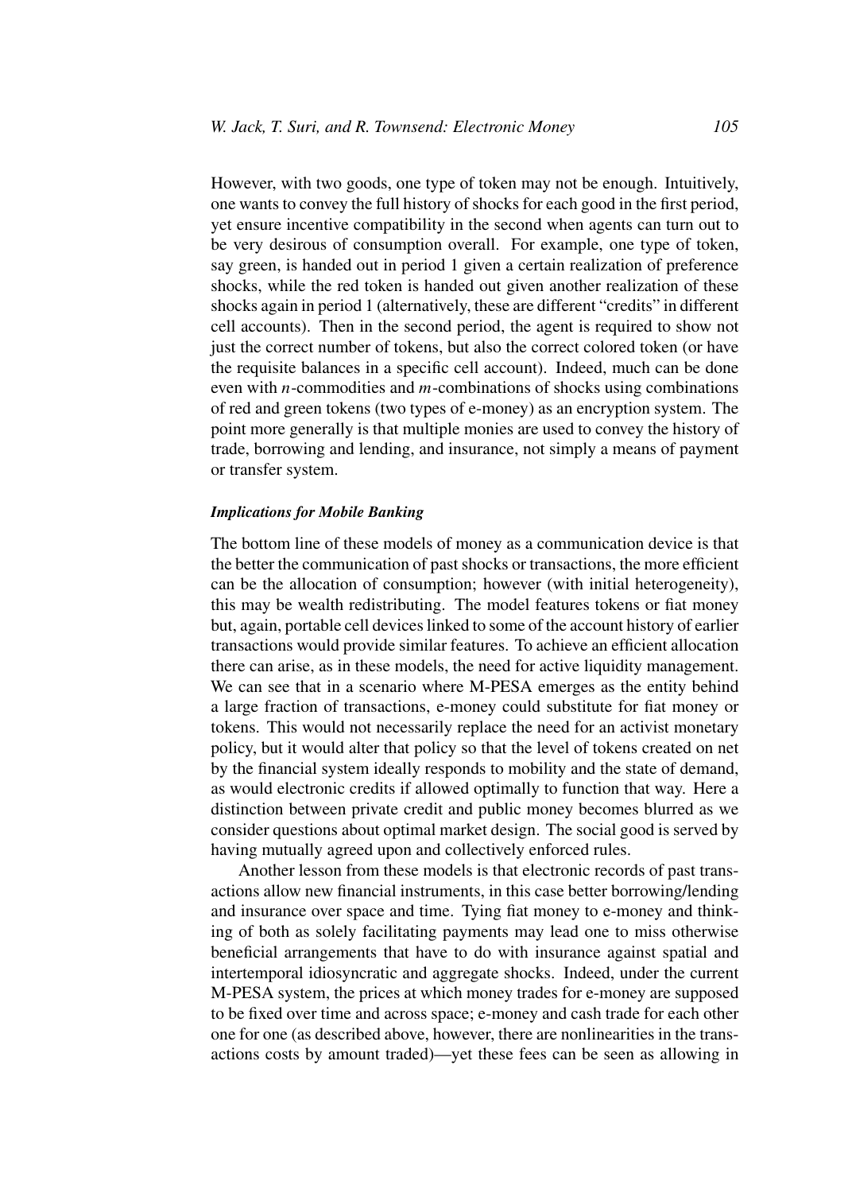However, with two goods, one type of token may not be enough. Intuitively, one wants to convey the full history of shocks for each good in the first period, yet ensure incentive compatibility in the second when agents can turn out to be very desirous of consumption overall. For example, one type of token, say green, is handed out in period 1 given a certain realization of preference shocks, while the red token is handed out given another realization of these shocks again in period 1 (alternatively, these are different "credits" in different cell accounts). Then in the second period, the agent is required to show not just the correct number of tokens, but also the correct colored token (or have the requisite balances in a specific cell account). Indeed, much can be done even with $n$-commodities and $m$-combinations of shocks using combinations of red and green tokens (two types of e-money) as an encryption system. The point more generally is that multiple monies are used to convey the history of trade, borrowing and lending, and insurance, not simply a means of payment or transfer system.

### *Implications for Mobile Banking*

The bottom line of these models of money as a communication device is that the better the communication of past shocks or transactions, the more efficient can be the allocation of consumption; however (with initial heterogeneity), this may be wealth redistributing. The model features tokens or fiat money but, again, portable cell devices linked to some of the account history of earlier transactions would provide similar features. To achieve an efficient allocation there can arise, as in these models, the need for active liquidity management. We can see that in a scenario where M-PESA emerges as the entity behind a large fraction of transactions, e-money could substitute for fiat money or tokens. This would not necessarily replace the need for an activist monetary policy, but it would alter that policy so that the level of tokens created on net by the financial system ideally responds to mobility and the state of demand, as would electronic credits if allowed optimally to function that way. Here a distinction between private credit and public money becomes blurred as we consider questions about optimal market design. The social good is served by having mutually agreed upon and collectively enforced rules.

Another lesson from these models is that electronic records of past transactions allow new financial instruments, in this case better borrowing/lending and insurance over space and time. Tying fiat money to e-money and thinking of both as solely facilitating payments may lead one to miss otherwise beneficial arrangements that have to do with insurance against spatial and intertemporal idiosyncratic and aggregate shocks. Indeed, under the current M-PESA system, the prices at which money trades for e-money are supposed to be fixed over time and across space; e-money and cash trade for each other one for one (as described above, however, there are nonlinearities in the transactions costs by amount traded)—yet these fees can be seen as allowing in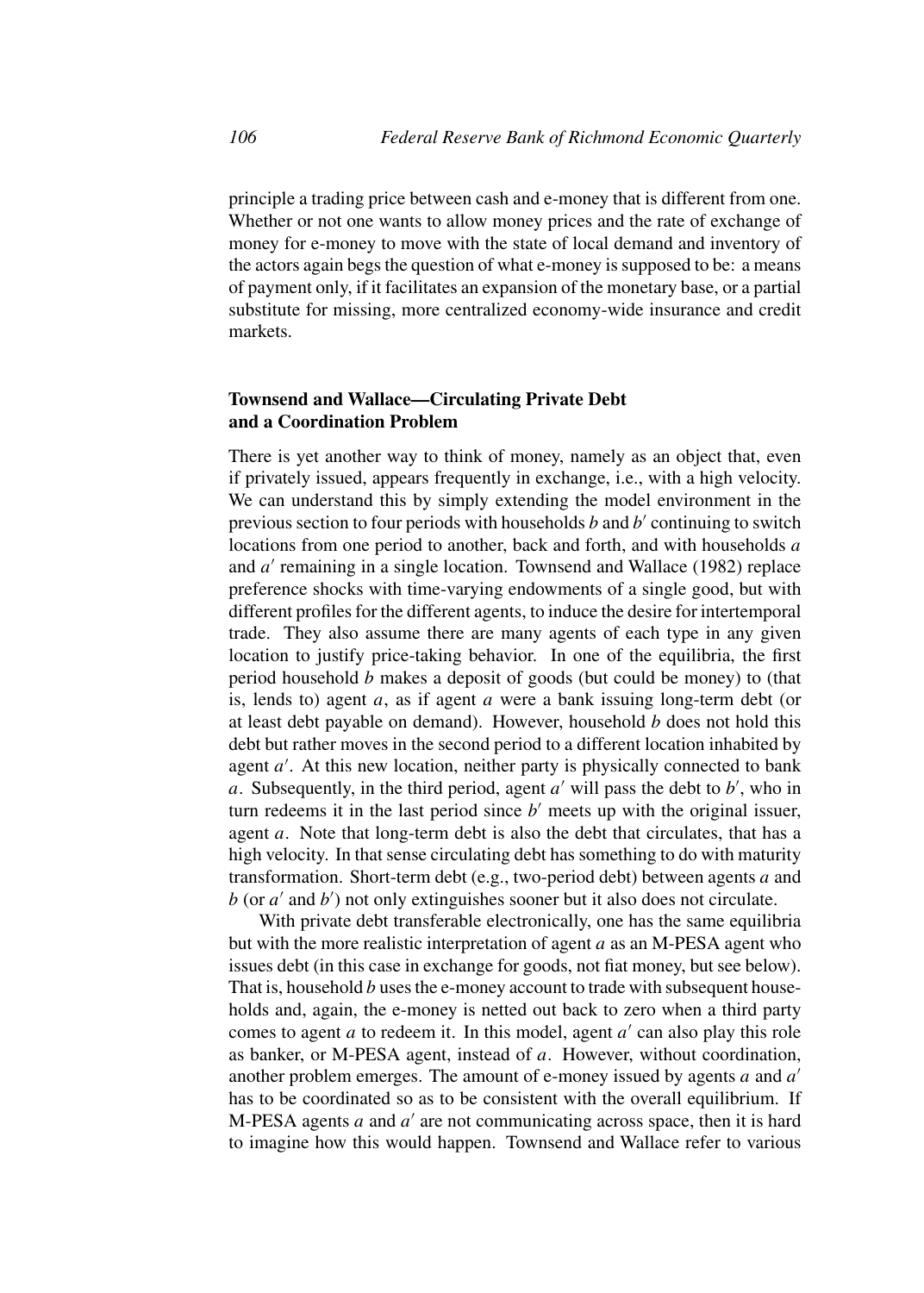principle a trading price between cash and e-money that is different from one. Whether or not one wants to allow money prices and the rate of exchange of money for e-money to move with the state of local demand and inventory of the actors again begs the question of what e-money is supposed to be: a means of payment only, if it facilitates an expansion of the monetary base, or a partial substitute for missing, more centralized economy-wide insurance and credit markets.

### Townsend and Wallace—Circulating Private Debt and a Coordination Problem

There is yet another way to think of money, namely as an object that, even if privately issued, appears frequently in exchange, i.e., with a high velocity. We can understand this by simply extending the model environment in the previous section to four periods with households $b$ and $b'$ continuing to switch locations from one period to another, back and forth, and with households $a$ and $a'$ remaining in a single location. Townsend and Wallace (1982) replace preference shocks with time-varying endowments of a single good, but with different profiles for the different agents, to induce the desire for intertemporal trade. They also assume there are many agents of each type in any given location to justify price-taking behavior. In one of the equilibria, the first period household $b$ makes a deposit of goods (but could be money) to (that is, lends to) agent $a$, as if agent $a$ were a bank issuing long-term debt (or at least debt payable on demand). However, household $b$ does not hold this debt but rather moves in the second period to a different location inhabited by agent $a'$. At this new location, neither party is physically connected to bank $a$. Subsequently, in the third period, agent $a'$ will pass the debt to $b'$, who in turn redeems it in the last period since $b'$ meets up with the original issuer, agent $a$. Note that long-term debt is also the debt that circulates, that has a high velocity. In that sense circulating debt has something to do with maturity transformation. Short-term debt (e.g., two-period debt) between agents $a$ and $b$ (or $a'$ and $b'$) not only extinguishes sooner but it also does not circulate.

With private debt transferable electronically, one has the same equilibria but with the more realistic interpretation of agent $a$ as an M-PESA agent who issues debt (in this case in exchange for goods, not fiat money, but see below). That is, household $b$ uses the e-money account to trade with subsequent households and, again, the e-money is netted out back to zero when a third party comes to agent $a$ to redeem it. In this model, agent $a'$ can also play this role as banker, or M-PESA agent, instead of $a$. However, without coordination, another problem emerges. The amount of e-money issued by agents $a$ and $a'$ has to be coordinated so as to be consistent with the overall equilibrium. If M-PESA agents $a$ and $a'$ are not communicating across space, then it is hard to imagine how this would happen. Townsend and Wallace refer to various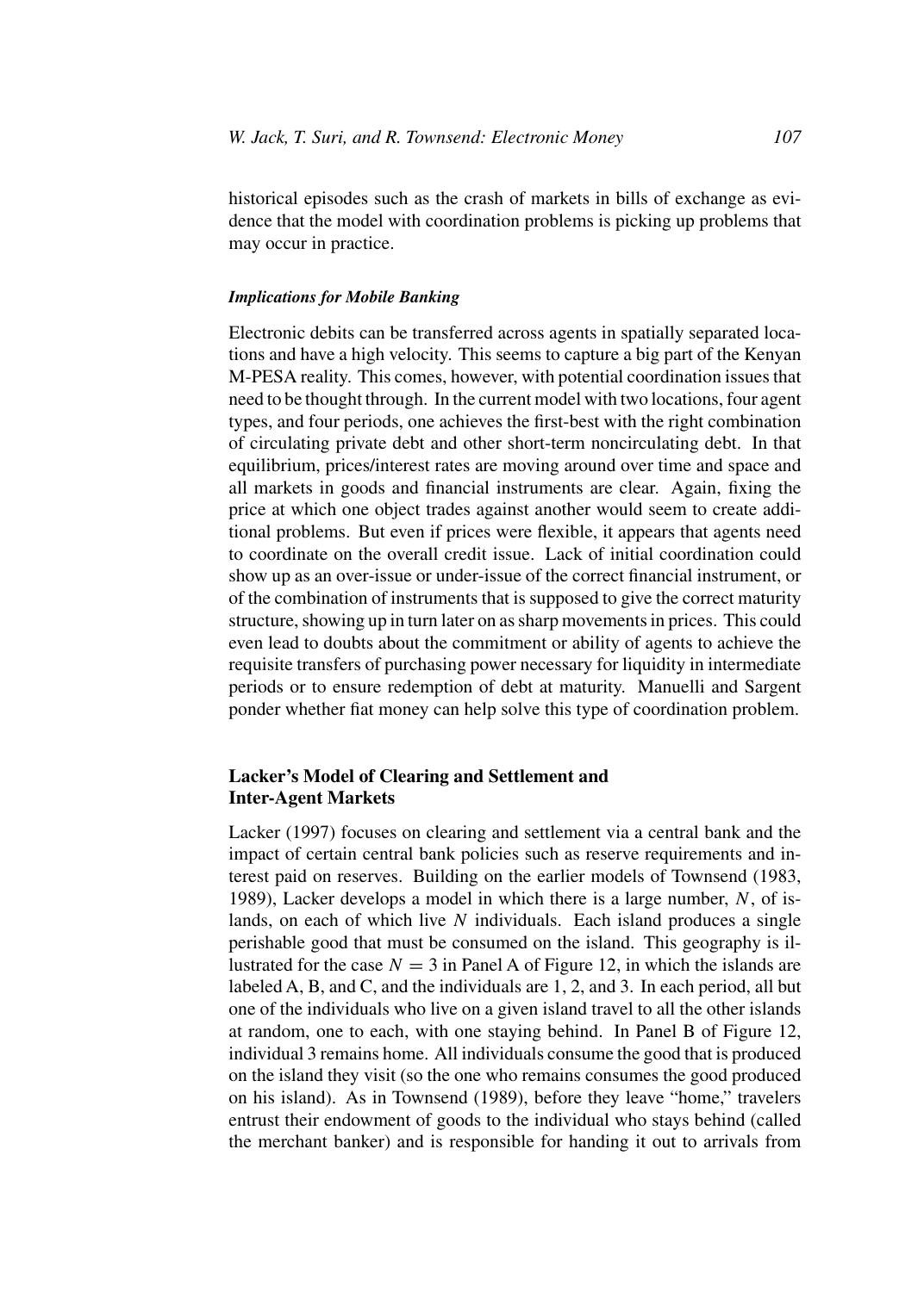historical episodes such as the crash of markets in bills of exchange as evidence that the model with coordination problems is picking up problems that may occur in practice.

### *Implications for Mobile Banking*

Electronic debits can be transferred across agents in spatially separated locations and have a high velocity. This seems to capture a big part of the Kenyan M-PESA reality. This comes, however, with potential coordination issues that need to be thought through. In the current model with two locations, four agent types, and four periods, one achieves the first-best with the right combination of circulating private debt and other short-term noncirculating debt. In that equilibrium, prices/interest rates are moving around over time and space and all markets in goods and financial instruments are clear. Again, fixing the price at which one object trades against another would seem to create additional problems. But even if prices were flexible, it appears that agents need to coordinate on the overall credit issue. Lack of initial coordination could show up as an over-issue or under-issue of the correct financial instrument, or of the combination of instruments that is supposed to give the correct maturity structure, showing up in turn later on as sharp movements in prices. This could even lead to doubts about the commitment or ability of agents to achieve the requisite transfers of purchasing power necessary for liquidity in intermediate periods or to ensure redemption of debt at maturity. Manuelli and Sargent ponder whether fiat money can help solve this type of coordination problem.

## Lacker's Model of Clearing and Settlement and Inter-Agent Markets

Lacker (1997) focuses on clearing and settlement via a central bank and the impact of certain central bank policies such as reserve requirements and interest paid on reserves. Building on the earlier models of Townsend (1983, 1989), Lacker develops a model in which there is a large number, $N$, of islands, on each of which live $N$ individuals. Each island produces a single perishable good that must be consumed on the island. This geography is illustrated for the case $N = 3$ in Panel A of Figure 12, in which the islands are labeled A, B, and C, and the individuals are 1, 2, and 3. In each period, all but one of the individuals who live on a given island travel to all the other islands at random, one to each, with one staying behind. In Panel B of Figure 12, individual 3 remains home. All individuals consume the good that is produced on the island they visit (so the one who remains consumes the good produced on his island). As in Townsend (1989), before they leave "home," travelers entrust their endowment of goods to the individual who stays behind (called the merchant banker) and is responsible for handing it out to arrivals from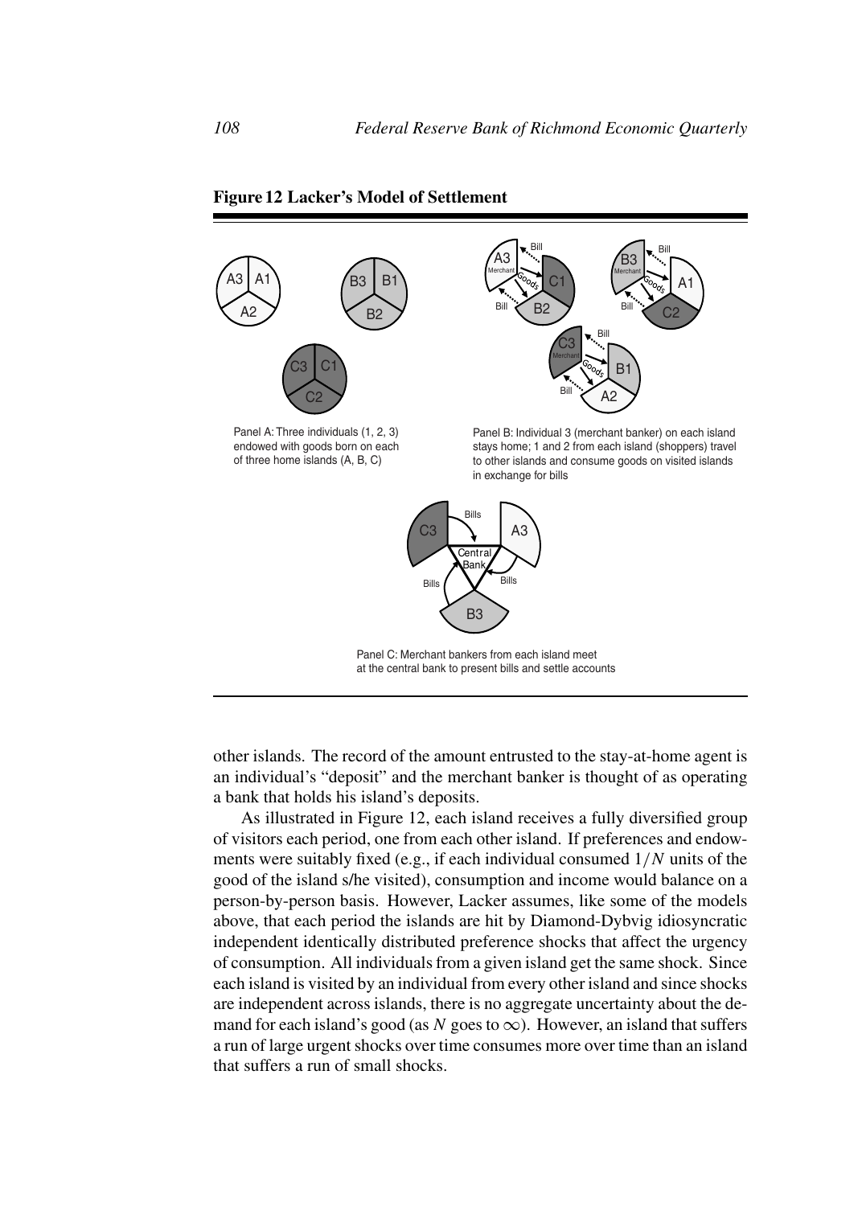**Figure 12 Lacker's Model of Settlement**

Panel A: Three individuals (1, 2, 3) endowed with goods born on each of three home islands (A, B, C)

Panel B: Individual 3 (merchant banker) on each island stays home; 1 and 2 from each island (shoppers) travel to other islands and consume goods on visited islands in exchange for bills

Panel C: Merchant bankers from each island meet at the central bank to present bills and settle accounts

other islands. The record of the amount entrusted to the stay-at-home agent is an individual's "deposit" and the merchant banker is thought of as operating a bank that holds his island's deposits.

As illustrated in Figure 12, each island receives a fully diversified group of visitors each period, one from each other island. If preferences and endowments were suitably fixed (e.g., if each individual consumed $1/N$ units of the good of the island s/he visited), consumption and income would balance on a person-by-person basis. However, Lacker assumes, like some of the models above, that each period the islands are hit by Diamond-Dybvig idiosyncratic independent identically distributed preference shocks that affect the urgency of consumption. All individuals from a given island get the same shock. Since each island is visited by an individual from every other island and since shocks are independent across islands, there is no aggregate uncertainty about the demand for each island's good (as $N$ goes to $\infty$). However, an island that suffers a run of large urgent shocks over time consumes more over time than an island that suffers a run of small shocks.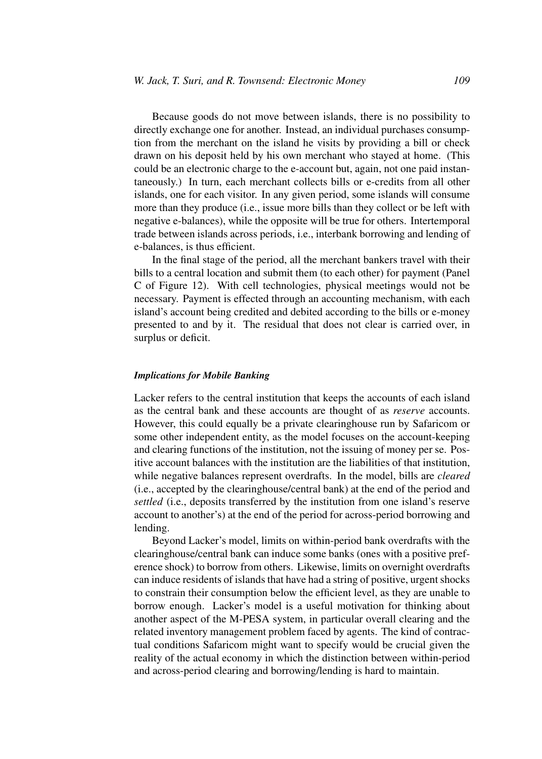Because goods do not move between islands, there is no possibility to directly exchange one for another. Instead, an individual purchases consumption from the merchant on the island he visits by providing a bill or check drawn on his deposit held by his own merchant who stayed at home. (This could be an electronic charge to the e-account but, again, not one paid instantaneously.) In turn, each merchant collects bills or e-credits from all other islands, one for each visitor. In any given period, some islands will consume more than they produce (i.e., issue more bills than they collect or be left with negative e-balances), while the opposite will be true for others. Intertemporal trade between islands across periods, i.e., interbank borrowing and lending of e-balances, is thus efficient.

In the final stage of the period, all the merchant bankers travel with their bills to a central location and submit them (to each other) for payment (Panel C of Figure 12). With cell technologies, physical meetings would not be necessary. Payment is effected through an accounting mechanism, with each island's account being credited and debited according to the bills or e-money presented to and by it. The residual that does not clear is carried over, in surplus or deficit.

### *Implications for Mobile Banking*

Lacker refers to the central institution that keeps the accounts of each island as the central bank and these accounts are thought of as *reserve* accounts. However, this could equally be a private clearinghouse run by Safaricom or some other independent entity, as the model focuses on the account-keeping and clearing functions of the institution, not the issuing of money per se. Positive account balances with the institution are the liabilities of that institution, while negative balances represent overdrafts. In the model, bills are *cleared* (i.e., accepted by the clearinghouse/central bank) at the end of the period and *settled* (i.e., deposits transferred by the institution from one island's reserve account to another's) at the end of the period for across-period borrowing and lending.

Beyond Lacker's model, limits on within-period bank overdrafts with the clearinghouse/central bank can induce some banks (ones with a positive preference shock) to borrow from others. Likewise, limits on overnight overdrafts can induce residents of islands that have had a string of positive, urgent shocks to constrain their consumption below the efficient level, as they are unable to borrow enough. Lacker's model is a useful motivation for thinking about another aspect of the M-PESA system, in particular overall clearing and the related inventory management problem faced by agents. The kind of contractual conditions Safaricom might want to specify would be crucial given the reality of the actual economy in which the distinction between within-period and across-period clearing and borrowing/lending is hard to maintain.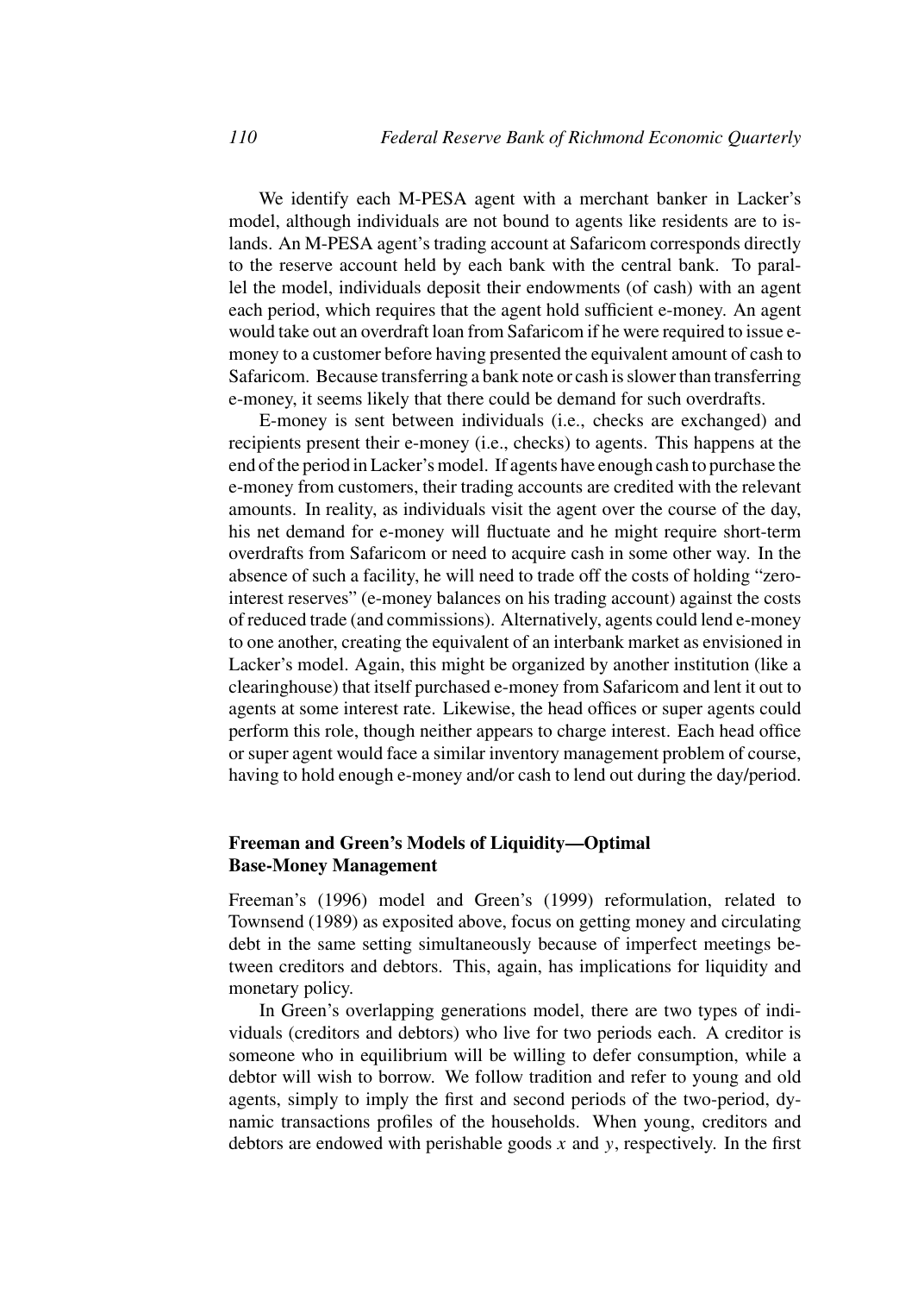We identify each M-PESA agent with a merchant banker in Lacker's model, although individuals are not bound to agents like residents are to islands. An M-PESA agent's trading account at Safaricom corresponds directly to the reserve account held by each bank with the central bank. To parallel the model, individuals deposit their endowments (of cash) with an agent each period, which requires that the agent hold sufficient e-money. An agent would take out an overdraft loan from Safaricom if he were required to issue e-money to a customer before having presented the equivalent amount of cash to Safaricom. Because transferring a bank note or cash is slower than transferring e-money, it seems likely that there could be demand for such overdrafts.

E-money is sent between individuals (i.e., checks are exchanged) and recipients present their e-money (i.e., checks) to agents. This happens at the end of the period in Lacker's model. If agents have enough cash to purchase the e-money from customers, their trading accounts are credited with the relevant amounts. In reality, as individuals visit the agent over the course of the day, his net demand for e-money will fluctuate and he might require short-term overdrafts from Safaricom or need to acquire cash in some other way. In the absence of such a facility, he will need to trade off the costs of holding "zero-interest reserves" (e-money balances on his trading account) against the costs of reduced trade (and commissions). Alternatively, agents could lend e-money to one another, creating the equivalent of an interbank market as envisioned in Lacker's model. Again, this might be organized by another institution (like a clearinghouse) that itself purchased e-money from Safaricom and lent it out to agents at some interest rate. Likewise, the head offices or super agents could perform this role, though neither appears to charge interest. Each head office or super agent would face a similar inventory management problem of course, having to hold enough e-money and/or cash to lend out during the day/period.

## Freeman and Green's Models of Liquidity—Optimal Base-Money Management

Freeman's (1996) model and Green's (1999) reformulation, related to Townsend (1989) as exposited above, focus on getting money and circulating debt in the same setting simultaneously because of imperfect meetings between creditors and debtors. This, again, has implications for liquidity and monetary policy.

In Green's overlapping generations model, there are two types of individuals (creditors and debtors) who live for two periods each. A creditor is someone who in equilibrium will be willing to defer consumption, while a debtor will wish to borrow. We follow tradition and refer to young and old agents, simply to imply the first and second periods of the two-period, dynamic transactions profiles of the households. When young, creditors and debtors are endowed with perishable goods $x$ and $y$, respectively. In the first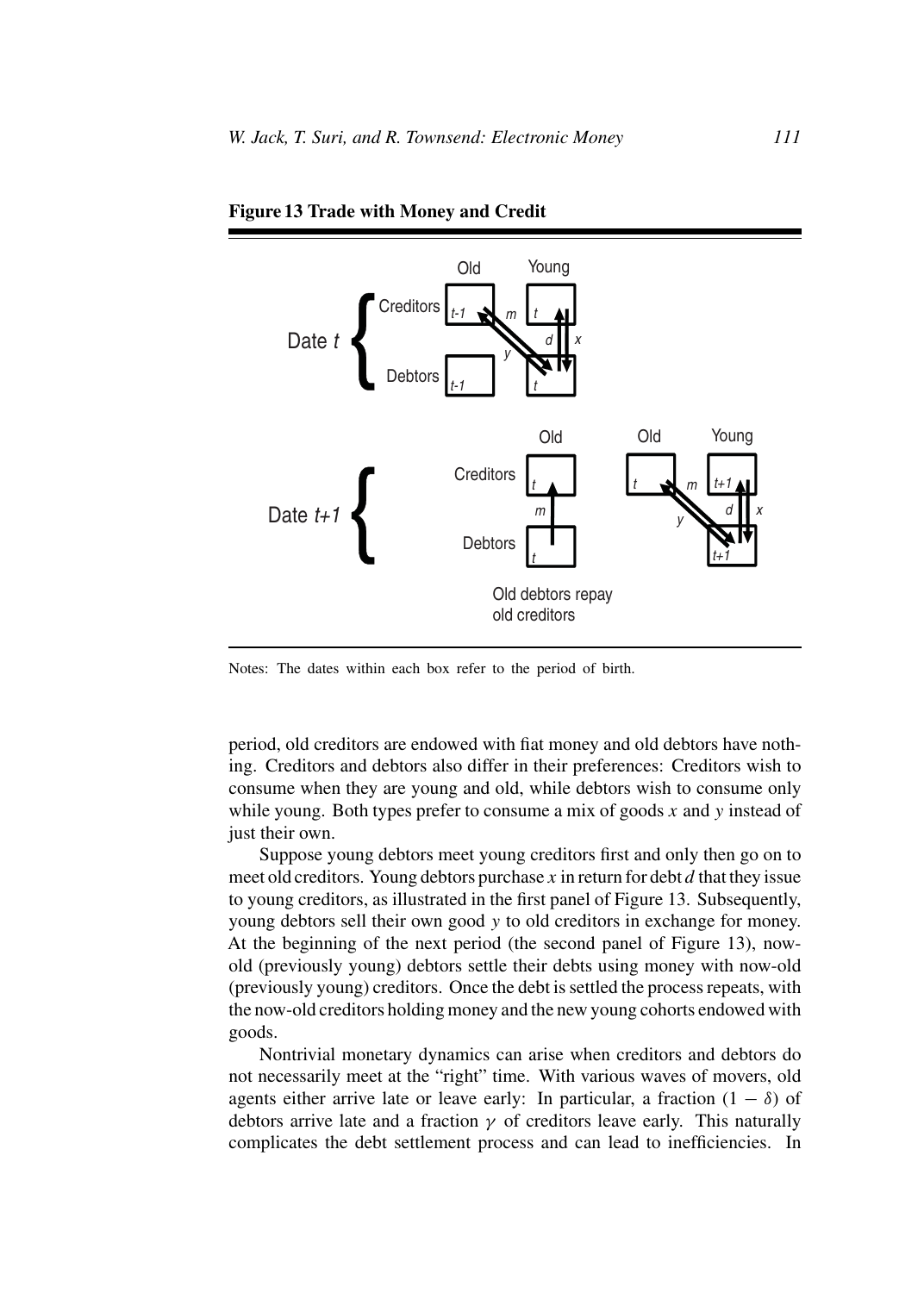**Figure 13 Trade with Money and Credit**

Notes: The dates within each box refer to the period of birth.

period, old creditors are endowed with fiat money and old debtors have nothing. Creditors and debtors also differ in their preferences: Creditors wish to consume when they are young and old, while debtors wish to consume only while young. Both types prefer to consume a mix of goods $x$ and $y$ instead of just their own.

Suppose young debtors meet young creditors first and only then go on to meet old creditors. Young debtors purchase $x$ in return for debt $d$ that they issue to young creditors, as illustrated in the first panel of Figure 13. Subsequently, young debtors sell their own good $y$ to old creditors in exchange for money. At the beginning of the next period (the second panel of Figure 13), now-old (previously young) debtors settle their debts using money with now-old (previously young) creditors. Once the debt is settled the process repeats, with the now-old creditors holding money and the new young cohorts endowed with goods.

Nontrivial monetary dynamics can arise when creditors and debtors do not necessarily meet at the "right" time. With various waves of movers, old agents either arrive late or leave early: In particular, a fraction $(1 - \delta)$ of debtors arrive late and a fraction $\gamma$ of creditors leave early. This naturally complicates the debt settlement process and can lead to inefficiencies. In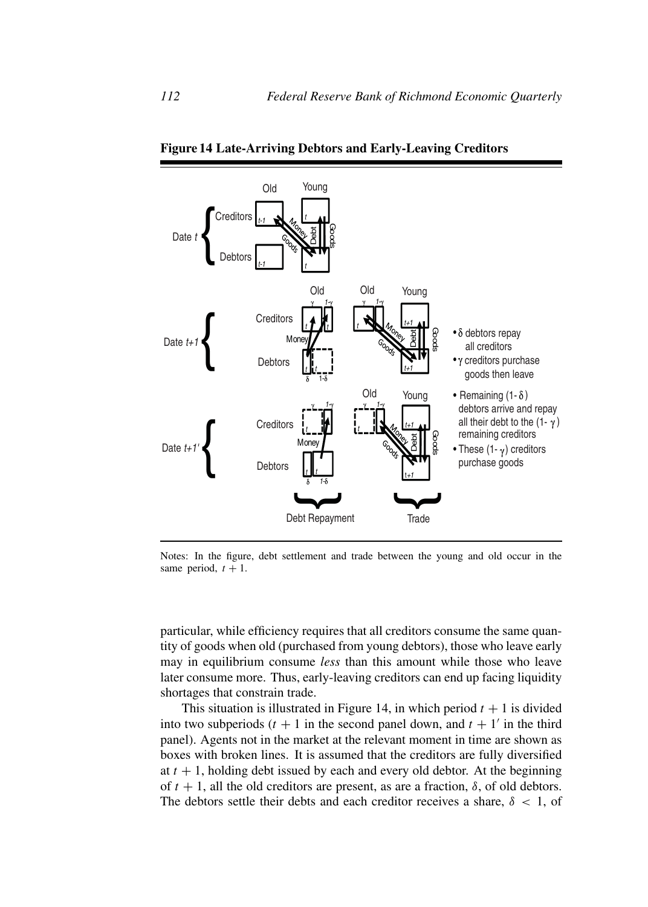**Figure 14 Late-Arriving Debtors and Early-Leaving Creditors**

Notes: In the figure, debt settlement and trade between the young and old occur in the same period, $t + 1$.

particular, while efficiency requires that all creditors consume the same quantity of goods when old (purchased from young debtors), those who leave early may in equilibrium consume *less* than this amount while those who leave later consume more. Thus, early-leaving creditors can end up facing liquidity shortages that constrain trade.

This situation is illustrated in Figure 14, in which period $t + 1$ is divided into two subperiods ($t + 1$ in the second panel down, and $t + 1'$ in the third panel). Agents not in the market at the relevant moment in time are shown as boxes with broken lines. It is assumed that the creditors are fully diversified at $t + 1$, holding debt issued by each and every old debtor. At the beginning of $t + 1$, all the old creditors are present, as are a fraction, $\delta$, of old debtors. The debtors settle their debts and each creditor receives a share, $\delta < 1$, of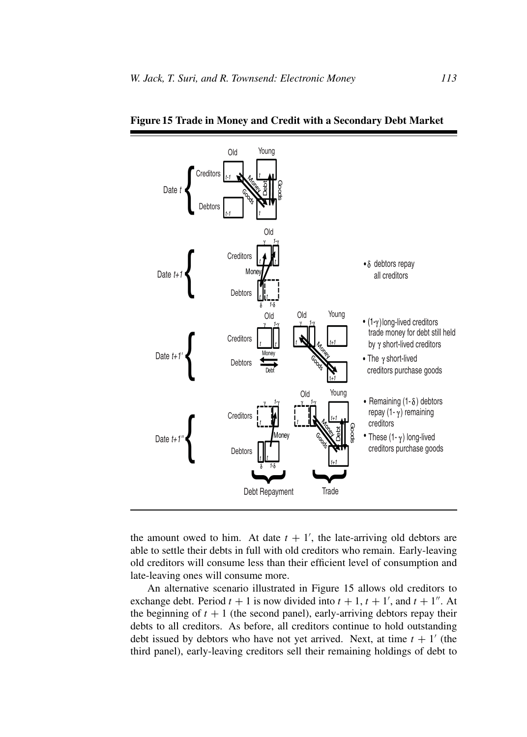**Figure 15 Trade in Money and Credit with a Secondary Debt Market**

- $\delta$ debtors repay all creditors
- $(1-\gamma)$ long-lived creditors trade money for debt still held by $\gamma$ short-lived creditors
- The $\gamma$ short-lived creditors purchase goods
- Remaining $(1-\delta)$ debtors repay $(1-\gamma)$ remaining creditors
- These $(1-\gamma)$ long-lived creditors purchase goods

the amount owed to him. At date $t + 1'$, the late-arriving old debtors are able to settle their debts in full with old creditors who remain. Early-leaving old creditors will consume less than their efficient level of consumption and late-leaving ones will consume more.

An alternative scenario illustrated in Figure 15 allows old creditors to exchange debt. Period $t + 1$ is now divided into $t + 1$, $t + 1'$, and $t + 1''$. At the beginning of $t + 1$ (the second panel), early-arriving debtors repay their debts to all creditors. As before, all creditors continue to hold outstanding debt issued by debtors who have not yet arrived. Next, at time $t + 1'$ (the third panel), early-leaving creditors sell their remaining holdings of debt to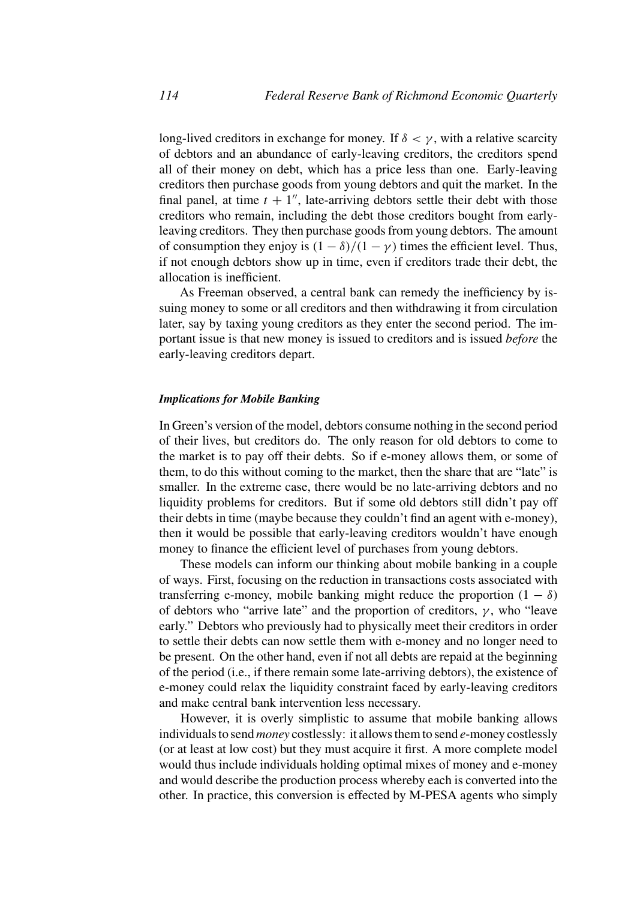long-lived creditors in exchange for money. If $\delta < \gamma$, with a relative scarcity of debtors and an abundance of early-leaving creditors, the creditors spend all of their money on debt, which has a price less than one. Early-leaving creditors then purchase goods from young debtors and quit the market. In the final panel, at time $t + 1''$, late-arriving debtors settle their debt with those creditors who remain, including the debt those creditors bought from early-leaving creditors. They then purchase goods from young debtors. The amount of consumption they enjoy is $(1 - \delta)/(1 - \gamma)$ times the efficient level. Thus, if not enough debtors show up in time, even if creditors trade their debt, the allocation is inefficient.

As Freeman observed, a central bank can remedy the inefficiency by issuing money to some or all creditors and then withdrawing it from circulation later, say by taxing young creditors as they enter the second period. The important issue is that new money is issued to creditors and is issued *before* the early-leaving creditors depart.

### *Implications for Mobile Banking*

In Green's version of the model, debtors consume nothing in the second period of their lives, but creditors do. The only reason for old debtors to come to the market is to pay off their debts. So if e-money allows them, or some of them, to do this without coming to the market, then the share that are "late" is smaller. In the extreme case, there would be no late-arriving debtors and no liquidity problems for creditors. But if some old debtors still didn't pay off their debts in time (maybe because they couldn't find an agent with e-money), then it would be possible that early-leaving creditors wouldn't have enough money to finance the efficient level of purchases from young debtors.

These models can inform our thinking about mobile banking in a couple of ways. First, focusing on the reduction in transactions costs associated with transferring e-money, mobile banking might reduce the proportion $(1 - \delta)$ of debtors who "arrive late" and the proportion of creditors, $\gamma$, who "leave early." Debtors who previously had to physically meet their creditors in order to settle their debts can now settle them with e-money and no longer need to be present. On the other hand, even if not all debts are repaid at the beginning of the period (i.e., if there remain some late-arriving debtors), the existence of e-money could relax the liquidity constraint faced by early-leaving creditors and make central bank intervention less necessary.

However, it is overly simplistic to assume that mobile banking allows individuals to send *money* costlessly: it allows them to send *e*-money costlessly (or at least at low cost) but they must acquire it first. A more complete model would thus include individuals holding optimal mixes of money and e-money and would describe the production process whereby each is converted into the other. In practice, this conversion is effected by M-PESA agents who simply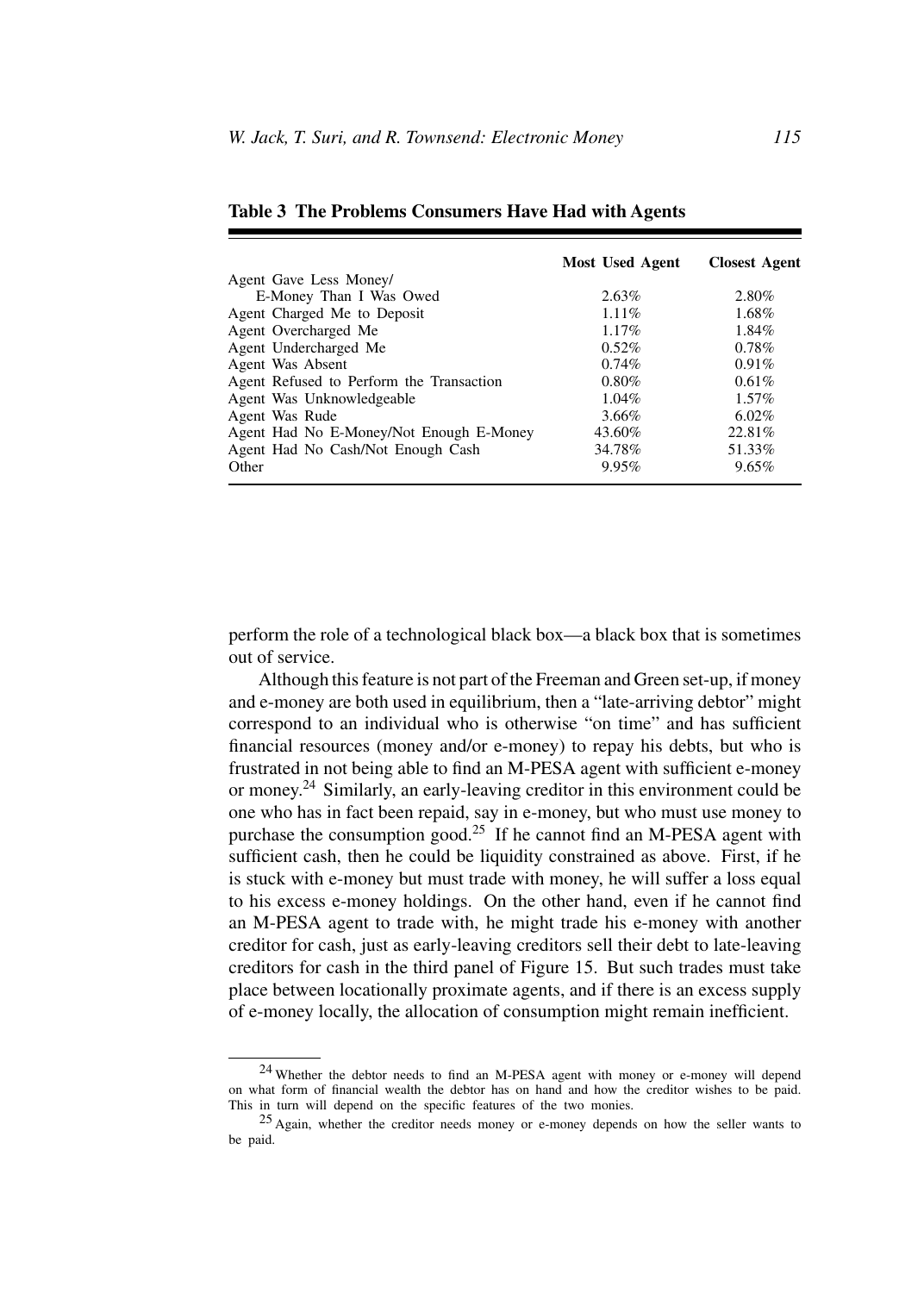**Table 3 The Problems Consumers Have Had with Agents**

| | Most Used Agent | Closest Agent |
|---|---|---|
| Agent Gave Less Money/ E-Money Than I Was Owed | 2.63% | 2.80% |
| Agent Charged Me to Deposit | 1.11% | 1.68% |
| Agent Overcharged Me | 1.17% | 1.84% |
| Agent Undercharged Me | 0.52% | 0.78% |
| Agent Was Absent | 0.74% | 0.91% |
| Agent Refused to Perform the Transaction | 0.80% | 0.61% |
| Agent Was Unknowledgeable | 1.04% | 1.57% |
| Agent Was Rude | 3.66% | 6.02% |
| Agent Had No E-Money/Not Enough E-Money | 43.60% | 22.81% |
| Agent Had No Cash/Not Enough Cash | 34.78% | 51.33% |
| Other | 9.95% | 9.65% |

perform the role of a technological black box—a black box that is sometimes out of service.

Although this feature is not part of the Freeman and Green set-up, if money and e-money are both used in equilibrium, then a "late-arriving debtor" might correspond to an individual who is otherwise "on time" and has sufficient financial resources (money and/or e-money) to repay his debts, but who is frustrated in not being able to find an M-PESA agent with sufficient e-money or money.[24] Similarly, an early-leaving creditor in this environment could be one who has in fact been repaid, say in e-money, but who must use money to purchase the consumption good.[25] If he cannot find an M-PESA agent with sufficient cash, then he could be liquidity constrained as above. First, if he is stuck with e-money but must trade with money, he will suffer a loss equal to his excess e-money holdings. On the other hand, even if he cannot find an M-PESA agent to trade with, he might trade his e-money with another creditor for cash, just as early-leaving creditors sell their debt to late-leaving creditors for cash in the third panel of Figure 15. But such trades must take place between locationally proximate agents, and if there is an excess supply of e-money locally, the allocation of consumption might remain inefficient.

---

[24] Whether the debtor needs to find an M-PESA agent with money or e-money will depend on what form of financial wealth the debtor has on hand and how the creditor wishes to be paid. This in turn will depend on the specific features of the two monies.

[25] Again, whether the creditor needs money or e-money depends on how the seller wants to be paid.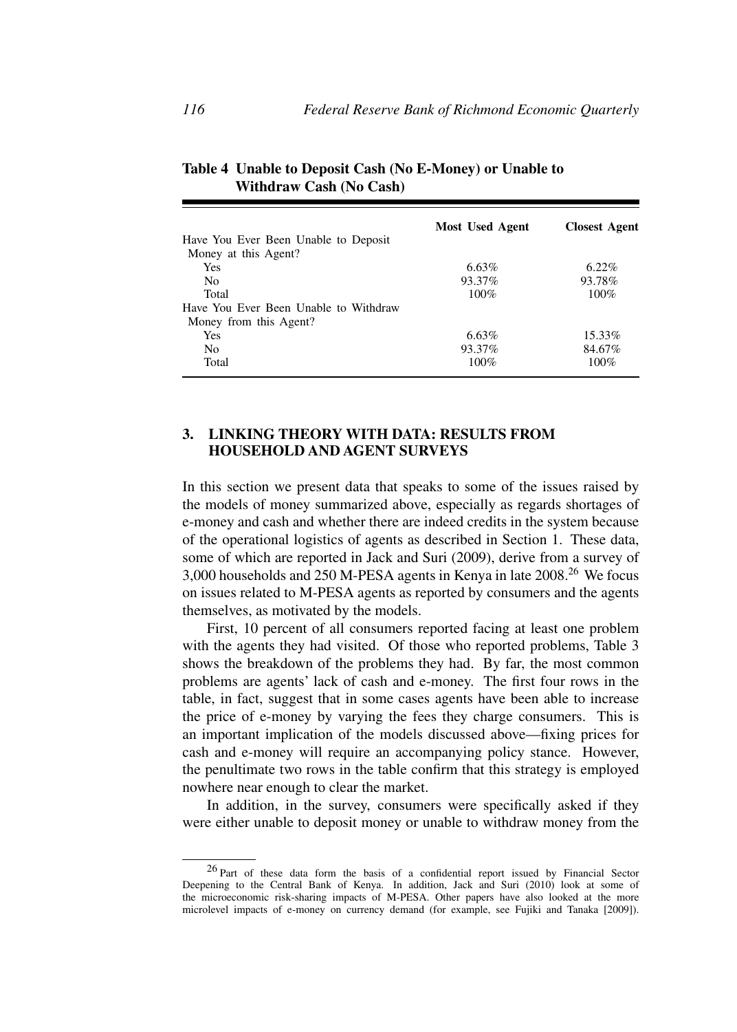**Table 4 Unable to Deposit Cash (No E-Money) or Unable to Withdraw Cash (No Cash)**

| | Most Used Agent | Closest Agent |
|---|---|---|
| Have You Ever Been Unable to Deposit Money at this Agent? | | |
| Yes | 6.63% | 6.22% |
| No | 93.37% | 93.78% |
| Total | 100% | 100% |
| Have You Ever Been Unable to Withdraw Money from this Agent? | | |
| Yes | 6.63% | 15.33% |
| No | 93.37% | 84.67% |
| Total | 100% | 100% |

## 3. LINKING THEORY WITH DATA: RESULTS FROM HOUSEHOLD AND AGENT SURVEYS

In this section we present data that speaks to some of the issues raised by the models of money summarized above, especially as regards shortages of e-money and cash and whether there are indeed credits in the system because of the operational logistics of agents as described in Section 1. These data, some of which are reported in Jack and Suri (2009), derive from a survey of 3,000 households and 250 M-PESA agents in Kenya in late 2008.[26] We focus on issues related to M-PESA agents as reported by consumers and the agents themselves, as motivated by the models.

First, 10 percent of all consumers reported facing at least one problem with the agents they had visited. Of those who reported problems, Table 3 shows the breakdown of the problems they had. By far, the most common problems are agents' lack of cash and e-money. The first four rows in the table, in fact, suggest that in some cases agents have been able to increase the price of e-money by varying the fees they charge consumers. This is an important implication of the models discussed above—fixing prices for cash and e-money will require an accompanying policy stance. However, the penultimate two rows in the table confirm that this strategy is employed nowhere near enough to clear the market.

In addition, in the survey, consumers were specifically asked if they were either unable to deposit money or unable to withdraw money from the

[26] Part of these data form the basis of a confidential report issued by Financial Sector Deepening to the Central Bank of Kenya. In addition, Jack and Suri (2010) look at some of the microeconomic risk-sharing impacts of M-PESA. Other papers have also looked at the more microlevel impacts of e-money on currency demand (for example, see Fujiki and Tanaka [2009]).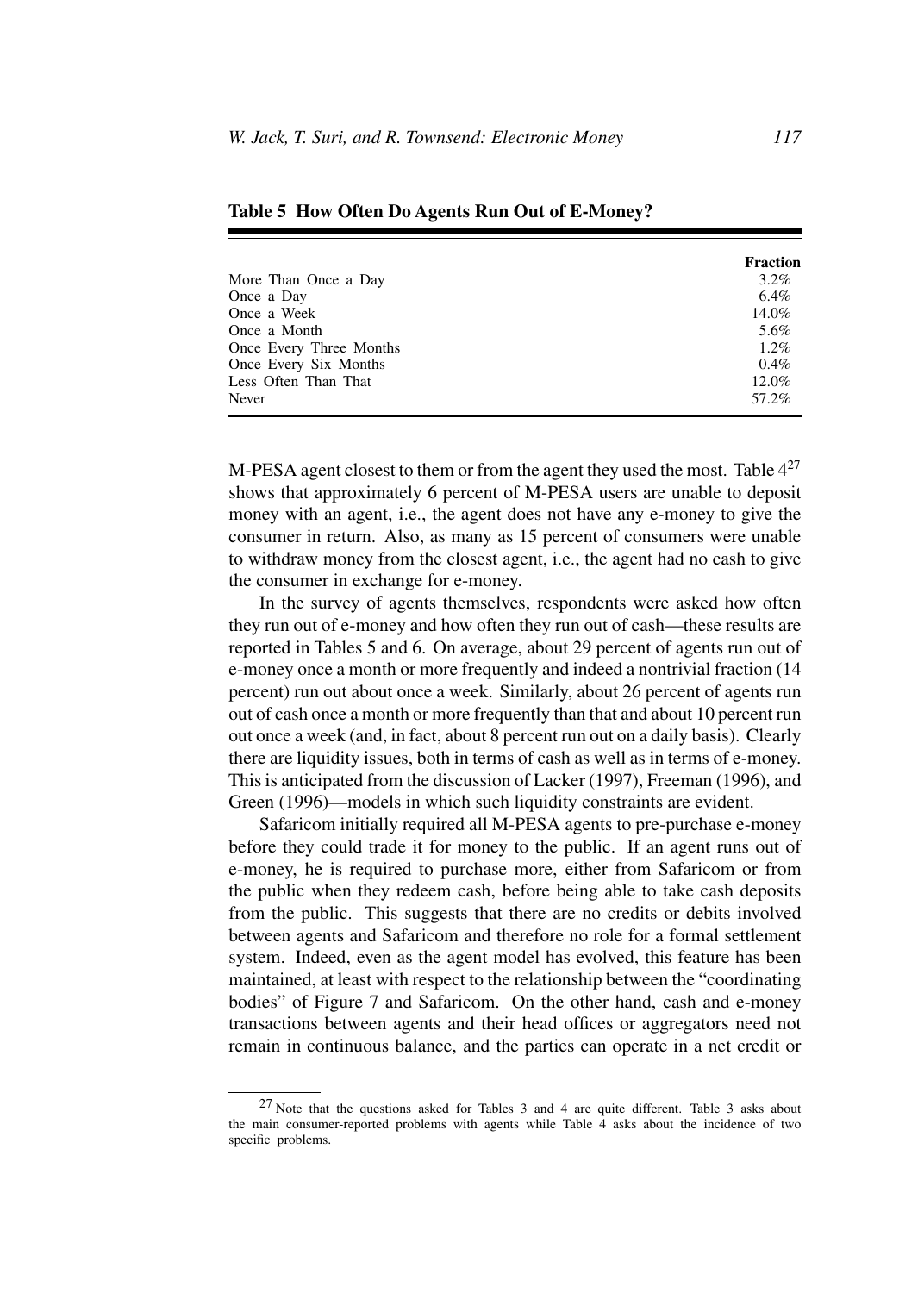**Table 5 How Often Do Agents Run Out of E-Money?**

| | Fraction |
|---|---|
| More Than Once a Day | 3.2% |
| Once a Day | 6.4% |
| Once a Week | 14.0% |
| Once a Month | 5.6% |
| Once Every Three Months | 1.2% |
| Once Every Six Months | 0.4% |
| Less Often Than That | 12.0% |
| Never | 57.2% |

M-PESA agent closest to them or from the agent they used the most. Table 4[27] shows that approximately 6 percent of M-PESA users are unable to deposit money with an agent, i.e., the agent does not have any e-money to give the consumer in return. Also, as many as 15 percent of consumers were unable to withdraw money from the closest agent, i.e., the agent had no cash to give the consumer in exchange for e-money.

In the survey of agents themselves, respondents were asked how often they run out of e-money and how often they run out of cash—these results are reported in Tables 5 and 6. On average, about 29 percent of agents run out of e-money once a month or more frequently and indeed a nontrivial fraction (14 percent) run out about once a week. Similarly, about 26 percent of agents run out of cash once a month or more frequently than that and about 10 percent run out once a week (and, in fact, about 8 percent run out on a daily basis). Clearly there are liquidity issues, both in terms of cash as well as in terms of e-money. This is anticipated from the discussion of Lacker (1997), Freeman (1996), and Green (1996)—models in which such liquidity constraints are evident.

Safaricom initially required all M-PESA agents to pre-purchase e-money before they could trade it for money to the public. If an agent runs out of e-money, he is required to purchase more, either from Safaricom or from the public when they redeem cash, before being able to take cash deposits from the public. This suggests that there are no credits or debits involved between agents and Safaricom and therefore no role for a formal settlement system. Indeed, even as the agent model has evolved, this feature has been maintained, at least with respect to the relationship between the "coordinating bodies" of Figure 7 and Safaricom. On the other hand, cash and e-money transactions between agents and their head offices or aggregators need not remain in continuous balance, and the parties can operate in a net credit or

[27] Note that the questions asked for Tables 3 and 4 are quite different. Table 3 asks about the main consumer-reported problems with agents while Table 4 asks about the incidence of two specific problems.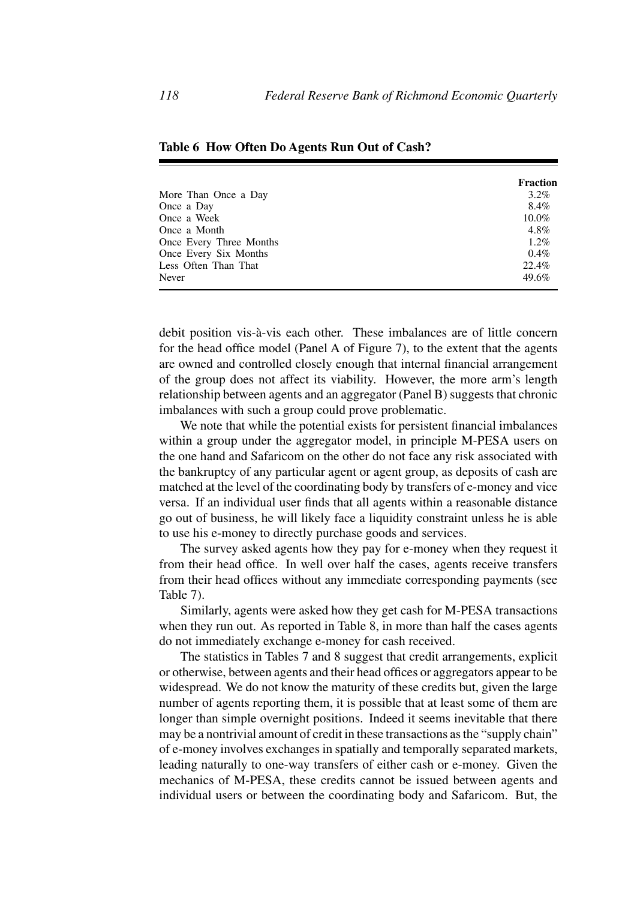**Table 6 How Often Do Agents Run Out of Cash?**

| | Fraction |
|---|---|
| More Than Once a Day | 3.2% |
| Once a Day | 8.4% |
| Once a Week | 10.0% |
| Once a Month | 4.8% |
| Once Every Three Months | 1.2% |
| Once Every Six Months | 0.4% |
| Less Often Than That | 22.4% |
| Never | 49.6% |

debit position vis-à-vis each other. These imbalances are of little concern for the head office model (Panel A of Figure 7), to the extent that the agents are owned and controlled closely enough that internal financial arrangement of the group does not affect its viability. However, the more arm's length relationship between agents and an aggregator (Panel B) suggests that chronic imbalances with such a group could prove problematic.

We note that while the potential exists for persistent financial imbalances within a group under the aggregator model, in principle M-PESA users on the one hand and Safaricom on the other do not face any risk associated with the bankruptcy of any particular agent or agent group, as deposits of cash are matched at the level of the coordinating body by transfers of e-money and vice versa. If an individual user finds that all agents within a reasonable distance go out of business, he will likely face a liquidity constraint unless he is able to use his e-money to directly purchase goods and services.

The survey asked agents how they pay for e-money when they request it from their head office. In well over half the cases, agents receive transfers from their head offices without any immediate corresponding payments (see Table 7).

Similarly, agents were asked how they get cash for M-PESA transactions when they run out. As reported in Table 8, in more than half the cases agents do not immediately exchange e-money for cash received.

The statistics in Tables 7 and 8 suggest that credit arrangements, explicit or otherwise, between agents and their head offices or aggregators appear to be widespread. We do not know the maturity of these credits but, given the large number of agents reporting them, it is possible that at least some of them are longer than simple overnight positions. Indeed it seems inevitable that there may be a nontrivial amount of credit in these transactions as the "supply chain" of e-money involves exchanges in spatially and temporally separated markets, leading naturally to one-way transfers of either cash or e-money. Given the mechanics of M-PESA, these credits cannot be issued between agents and individual users or between the coordinating body and Safaricom. But, the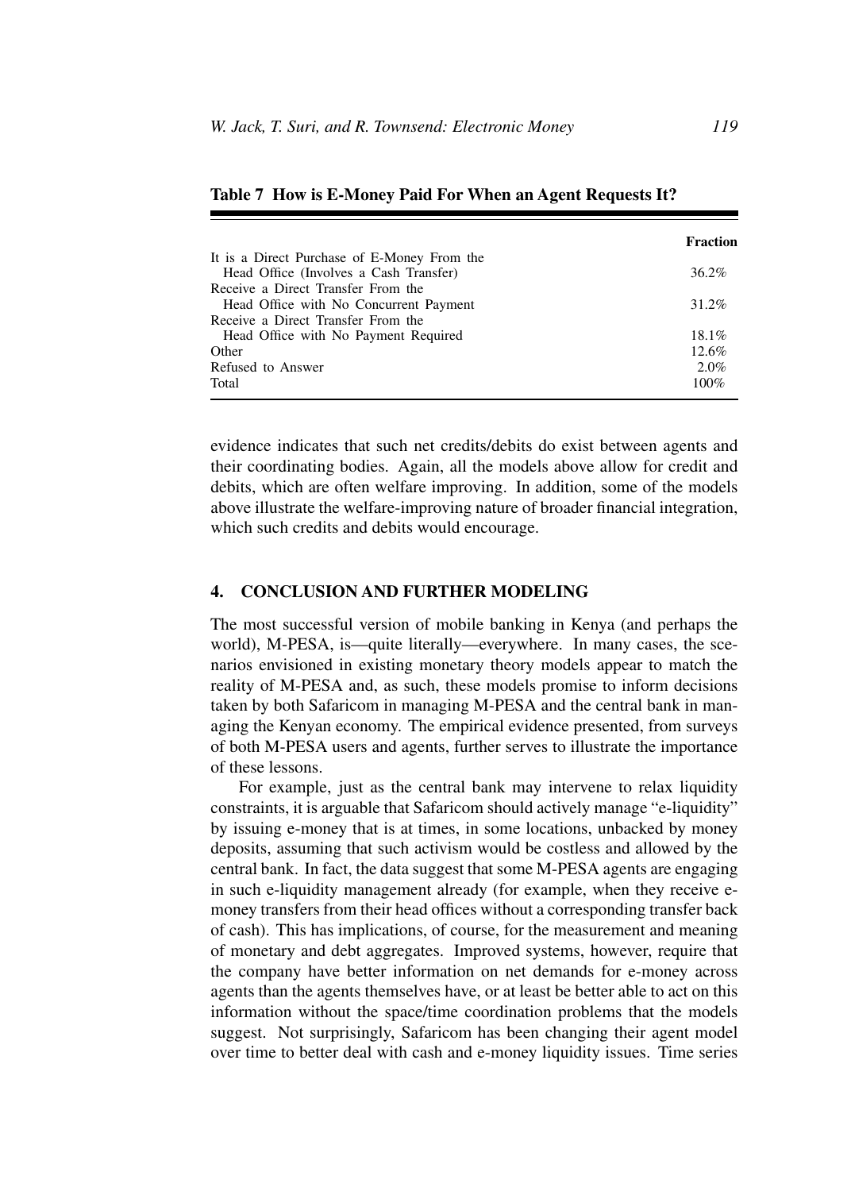**Table 7 How is E-Money Paid For When an Agent Requests It?**

| | Fraction |
|---|---|
| It is a Direct Purchase of E-Money From the Head Office (Involves a Cash Transfer) | 36.2% |
| Receive a Direct Transfer From the Head Office with No Concurrent Payment | 31.2% |
| Receive a Direct Transfer From the Head Office with No Payment Required | 18.1% |
| Other | 12.6% |
| Refused to Answer | 2.0% |
| Total | 100% |

evidence indicates that such net credits/debits do exist between agents and their coordinating bodies. Again, all the models above allow for credit and debits, which are often welfare improving. In addition, some of the models above illustrate the welfare-improving nature of broader financial integration, which such credits and debits would encourage.

## 4. CONCLUSION AND FURTHER MODELING

The most successful version of mobile banking in Kenya (and perhaps the world), M-PESA, is—quite literally—everywhere. In many cases, the scenarios envisioned in existing monetary theory models appear to match the reality of M-PESA and, as such, these models promise to inform decisions taken by both Safaricom in managing M-PESA and the central bank in managing the Kenyan economy. The empirical evidence presented, from surveys of both M-PESA users and agents, further serves to illustrate the importance of these lessons.

For example, just as the central bank may intervene to relax liquidity constraints, it is arguable that Safaricom should actively manage "e-liquidity" by issuing e-money that is at times, in some locations, unbacked by money deposits, assuming that such activism would be costless and allowed by the central bank. In fact, the data suggest that some M-PESA agents are engaging in such e-liquidity management already (for example, when they receive e-money transfers from their head offices without a corresponding transfer back of cash). This has implications, of course, for the measurement and meaning of monetary and debt aggregates. Improved systems, however, require that the company have better information on net demands for e-money across agents than the agents themselves have, or at least be better able to act on this information without the space/time coordination problems that the models suggest. Not surprisingly, Safaricom has been changing their agent model over time to better deal with cash and e-money liquidity issues. Time series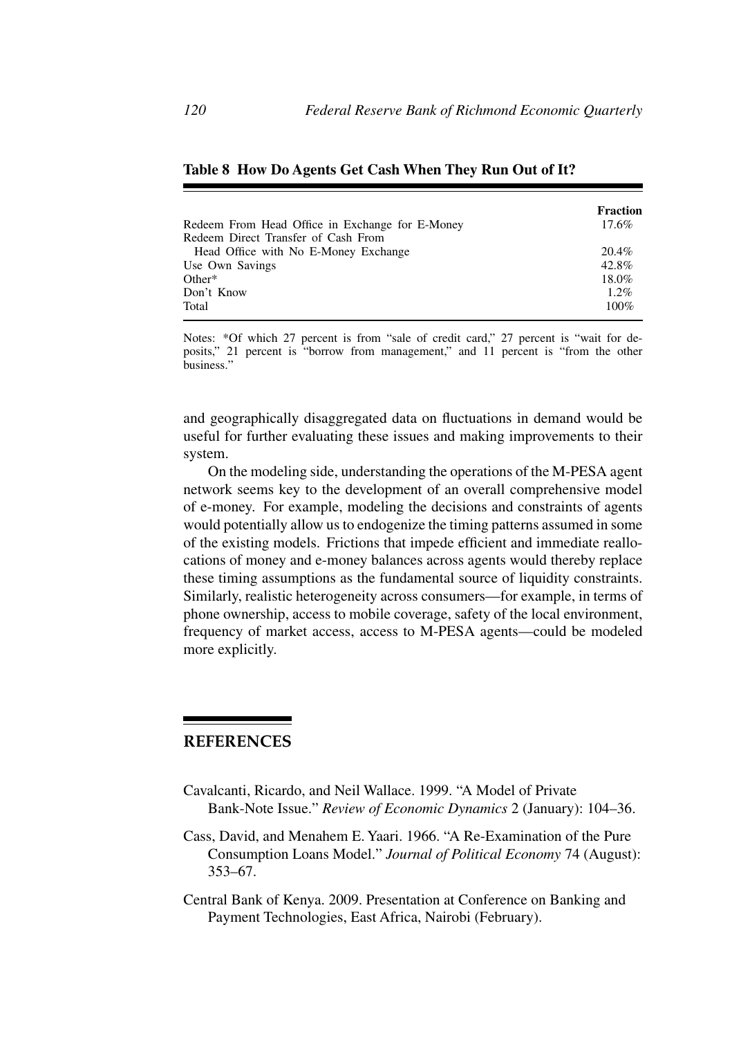**Table 8 How Do Agents Get Cash When They Run Out of It?**

| | Fraction |
|---|---|
| Redeem From Head Office in Exchange for E-Money | 17.6% |
| Redeem Direct Transfer of Cash From Head Office with No E-Money Exchange | 20.4% |
| Use Own Savings | 42.8% |
| Other* | 18.0% |
| Don't Know | 1.2% |
| Total | 100% |

Notes: *Of which 27 percent is from "sale of credit card," 27 percent is "wait for deposits," 21 percent is "borrow from management," and 11 percent is "from the other business."

and geographically disaggregated data on fluctuations in demand would be useful for further evaluating these issues and making improvements to their system.

On the modeling side, understanding the operations of the M-PESA agent network seems key to the development of an overall comprehensive model of e-money. For example, modeling the decisions and constraints of agents would potentially allow us to endogenize the timing patterns assumed in some of the existing models. Frictions that impede efficient and immediate reallocations of money and e-money balances across agents would thereby replace these timing assumptions as the fundamental source of liquidity constraints. Similarly, realistic heterogeneity across consumers—for example, in terms of phone ownership, access to mobile coverage, safety of the local environment, frequency of market access, access to M-PESA agents—could be modeled more explicitly.

## REFERENCES

Cavalcanti, Ricardo, and Neil Wallace. 1999. "A Model of Private Bank-Note Issue." *Review of Economic Dynamics* 2 (January): 104–36.

Cass, David, and Menahem E. Yaari. 1966. "A Re-Examination of the Pure Consumption Loans Model." *Journal of Political Economy* 74 (August): 353–67.

Central Bank of Kenya. 2009. Presentation at Conference on Banking and Payment Technologies, East Africa, Nairobi (February).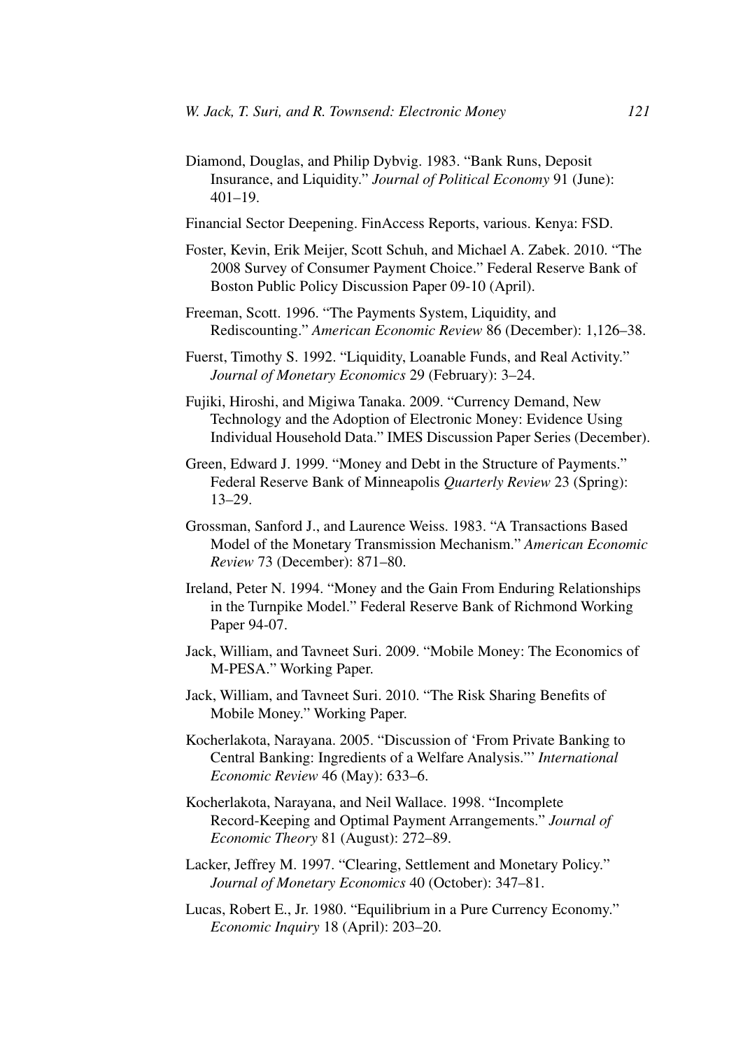Diamond, Douglas, and Philip Dybvig. 1983. "Bank Runs, Deposit Insurance, and Liquidity." *Journal of Political Economy* 91 (June): 401–19.

Financial Sector Deepening. FinAccess Reports, various. Kenya: FSD.

Foster, Kevin, Erik Meijer, Scott Schuh, and Michael A. Zabek. 2010. "The 2008 Survey of Consumer Payment Choice." Federal Reserve Bank of Boston Public Policy Discussion Paper 09-10 (April).

Freeman, Scott. 1996. "The Payments System, Liquidity, and Rediscounting." *American Economic Review* 86 (December): 1,126–38.

Fuerst, Timothy S. 1992. "Liquidity, Loanable Funds, and Real Activity." *Journal of Monetary Economics* 29 (February): 3–24.

Fujiki, Hiroshi, and Migiwa Tanaka. 2009. "Currency Demand, New Technology and the Adoption of Electronic Money: Evidence Using Individual Household Data." IMES Discussion Paper Series (December).

Green, Edward J. 1999. "Money and Debt in the Structure of Payments." Federal Reserve Bank of Minneapolis *Quarterly Review* 23 (Spring): 13–29.

Grossman, Sanford J., and Laurence Weiss. 1983. "A Transactions Based Model of the Monetary Transmission Mechanism." *American Economic Review* 73 (December): 871–80.

Ireland, Peter N. 1994. "Money and the Gain From Enduring Relationships in the Turnpike Model." Federal Reserve Bank of Richmond Working Paper 94-07.

Jack, William, and Tavneet Suri. 2009. "Mobile Money: The Economics of M-PESA." Working Paper.

Jack, William, and Tavneet Suri. 2010. "The Risk Sharing Benefits of Mobile Money." Working Paper.

Kocherlakota, Narayana. 2005. "Discussion of 'From Private Banking to Central Banking: Ingredients of a Welfare Analysis.'" *International Economic Review* 46 (May): 633–6.

Kocherlakota, Narayana, and Neil Wallace. 1998. "Incomplete Record-Keeping and Optimal Payment Arrangements." *Journal of Economic Theory* 81 (August): 272–89.

Lacker, Jeffrey M. 1997. "Clearing, Settlement and Monetary Policy." *Journal of Monetary Economics* 40 (October): 347–81.

Lucas, Robert E., Jr. 1980. "Equilibrium in a Pure Currency Economy." *Economic Inquiry* 18 (April): 203–20.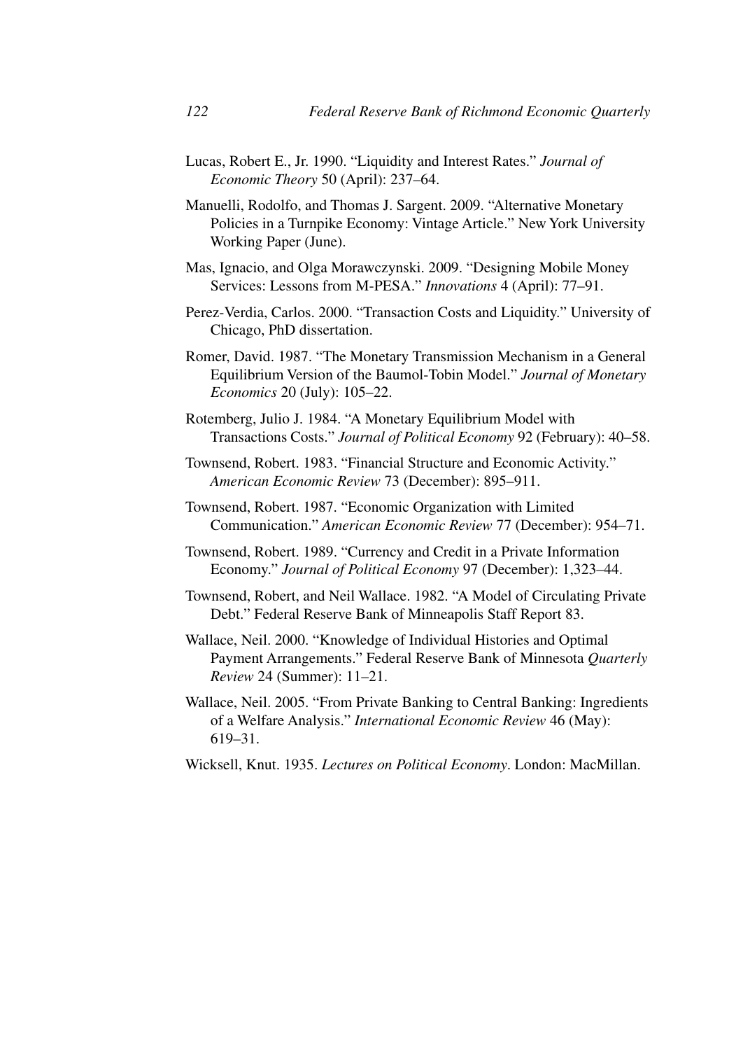Lucas, Robert E., Jr. 1990. "Liquidity and Interest Rates." *Journal of Economic Theory* 50 (April): 237–64.

Manuelli, Rodolfo, and Thomas J. Sargent. 2009. "Alternative Monetary Policies in a Turnpike Economy: Vintage Article." New York University Working Paper (June).

Mas, Ignacio, and Olga Morawczynski. 2009. "Designing Mobile Money Services: Lessons from M-PESA." *Innovations* 4 (April): 77–91.

Perez-Verdia, Carlos. 2000. "Transaction Costs and Liquidity." University of Chicago, PhD dissertation.

Romer, David. 1987. "The Monetary Transmission Mechanism in a General Equilibrium Version of the Baumol-Tobin Model." *Journal of Monetary Economics* 20 (July): 105–22.

Rotemberg, Julio J. 1984. "A Monetary Equilibrium Model with Transactions Costs." *Journal of Political Economy* 92 (February): 40–58.

Townsend, Robert. 1983. "Financial Structure and Economic Activity." *American Economic Review* 73 (December): 895–911.

Townsend, Robert. 1987. "Economic Organization with Limited Communication." *American Economic Review* 77 (December): 954–71.

Townsend, Robert. 1989. "Currency and Credit in a Private Information Economy." *Journal of Political Economy* 97 (December): 1,323–44.

Townsend, Robert, and Neil Wallace. 1982. "A Model of Circulating Private Debt." Federal Reserve Bank of Minneapolis Staff Report 83.

Wallace, Neil. 2000. "Knowledge of Individual Histories and Optimal Payment Arrangements." Federal Reserve Bank of Minnesota *Quarterly Review* 24 (Summer): 11–21.

Wallace, Neil. 2005. "From Private Banking to Central Banking: Ingredients of a Welfare Analysis." *International Economic Review* 46 (May): 619–31.

Wicksell, Knut. 1935. *Lectures on Political Economy*. London: MacMillan.